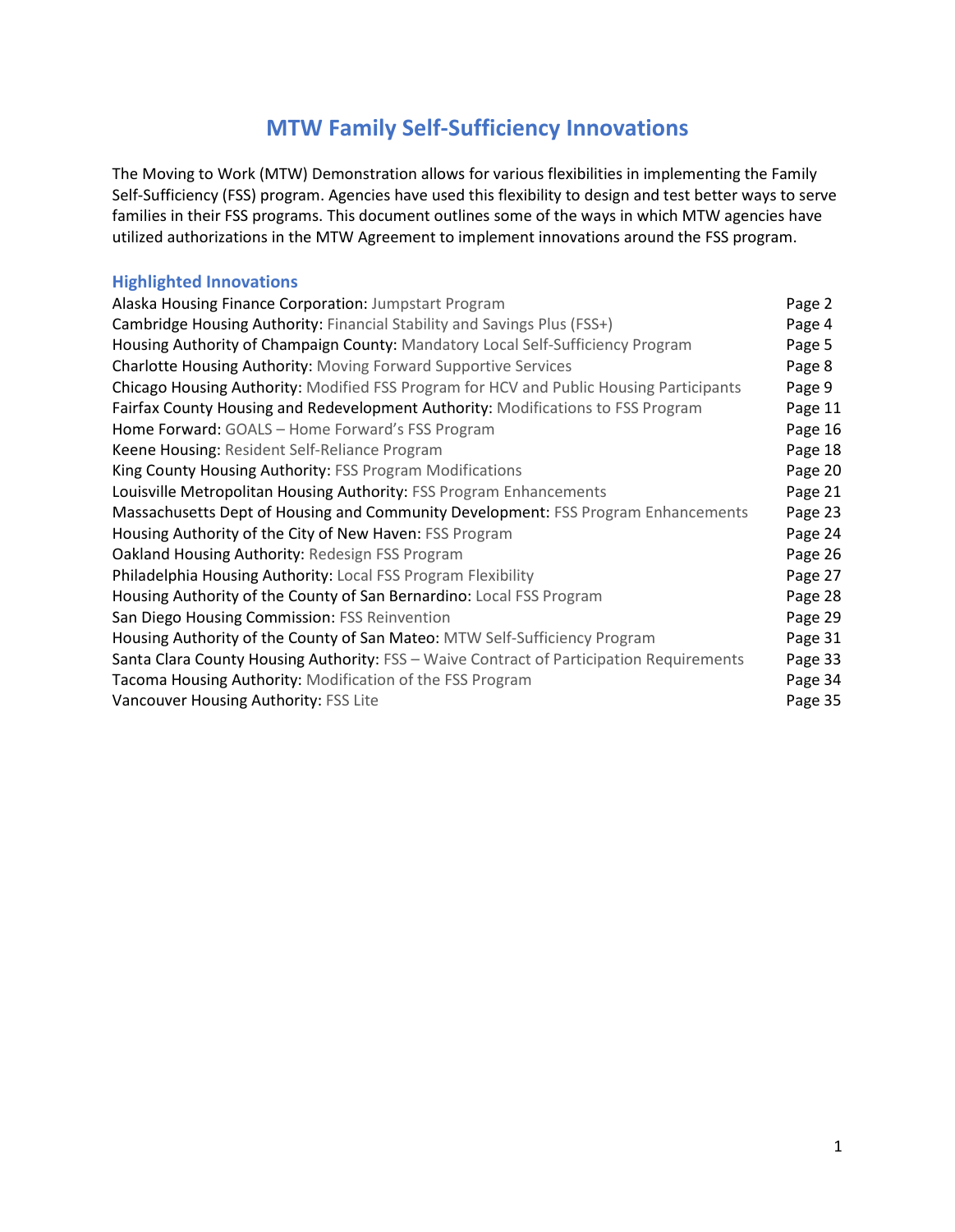# MTW Family Self-Sufficiency Innovations

The Moving to Work (MTW) Demonstration allows for various flexibilities in implementing the Family Self-Sufficiency (FSS) program. Agencies have used this flexibility to design and test better ways to serve families in their FSS programs. This document outlines some of the ways in which MTW agencies have utilized authorizations in the MTW Agreement to implement innovations around the FSS program.

## Highlighted Innovations

| | |
|---|---|
| Alaska Housing Finance Corporation: Jumpstart Program | Page 2 |
| Cambridge Housing Authority: Financial Stability and Savings Plus (FSS+) | Page 4 |
| Housing Authority of Champaign County: Mandatory Local Self-Sufficiency Program | Page 5 |
| Charlotte Housing Authority: Moving Forward Supportive Services | Page 8 |
| Chicago Housing Authority: Modified FSS Program for HCV and Public Housing Participants | Page 9 |
| Fairfax County Housing and Redevelopment Authority: Modifications to FSS Program | Page 11 |
| Home Forward: GOALS – Home Forward's FSS Program | Page 16 |
| Keene Housing: Resident Self-Reliance Program | Page 18 |
| King County Housing Authority: FSS Program Modifications | Page 20 |
| Louisville Metropolitan Housing Authority: FSS Program Enhancements | Page 21 |
| Massachusetts Dept of Housing and Community Development: FSS Program Enhancements | Page 23 |
| Housing Authority of the City of New Haven: FSS Program | Page 24 |
| Oakland Housing Authority: Redesign FSS Program | Page 26 |
| Philadelphia Housing Authority: Local FSS Program Flexibility | Page 27 |
| Housing Authority of the County of San Bernardino: Local FSS Program | Page 28 |
| San Diego Housing Commission: FSS Reinvention | Page 29 |
| Housing Authority of the County of San Mateo: MTW Self-Sufficiency Program | Page 31 |
| Santa Clara County Housing Authority: FSS – Waive Contract of Participation Requirements | Page 33 |
| Tacoma Housing Authority: Modification of the FSS Program | Page 34 |
| Vancouver Housing Authority: FSS Lite | Page 35 |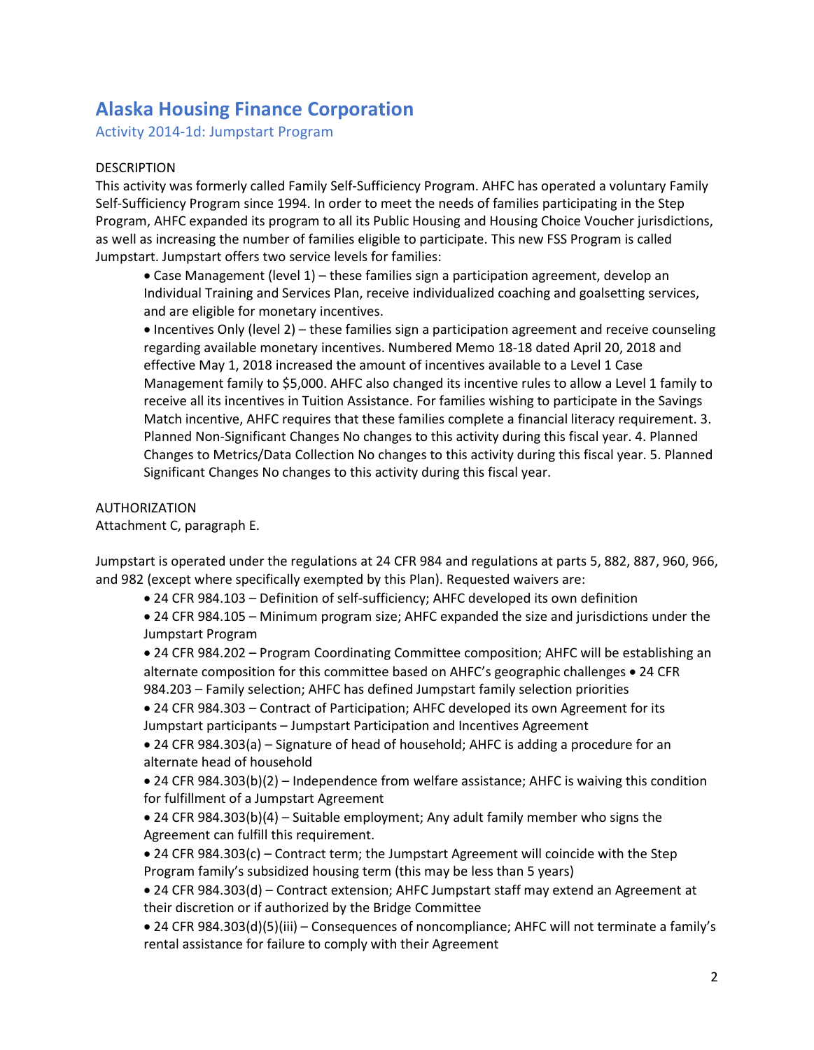# Alaska Housing Finance Corporation

## Activity 2014-1d: Jumpstart Program

DESCRIPTION

This activity was formerly called Family Self-Sufficiency Program. AHFC has operated a voluntary Family Self-Sufficiency Program since 1994. In order to meet the needs of families participating in the Step Program, AHFC expanded its program to all its Public Housing and Housing Choice Voucher jurisdictions, as well as increasing the number of families eligible to participate. This new FSS Program is called Jumpstart. Jumpstart offers two service levels for families:

- Case Management (level 1) – these families sign a participation agreement, develop an Individual Training and Services Plan, receive individualized coaching and goalsetting services, and are eligible for monetary incentives.
- Incentives Only (level 2) – these families sign a participation agreement and receive counseling regarding available monetary incentives. Numbered Memo 18-18 dated April 20, 2018 and effective May 1, 2018 increased the amount of incentives available to a Level 1 Case Management family to $5,000. AHFC also changed its incentive rules to allow a Level 1 family to receive all its incentives in Tuition Assistance. For families wishing to participate in the Savings Match incentive, AHFC requires that these families complete a financial literacy requirement. 3. Planned Non-Significant Changes No changes to this activity during this fiscal year. 4. Planned Changes to Metrics/Data Collection No changes to this activity during this fiscal year. 5. Planned Significant Changes No changes to this activity during this fiscal year.

AUTHORIZATION

Attachment C, paragraph E.

Jumpstart is operated under the regulations at 24 CFR 984 and regulations at parts 5, 882, 887, 960, 966, and 982 (except where specifically exempted by this Plan). Requested waivers are:

- 24 CFR 984.103 – Definition of self-sufficiency; AHFC developed its own definition
- 24 CFR 984.105 – Minimum program size; AHFC expanded the size and jurisdictions under the Jumpstart Program
- 24 CFR 984.202 – Program Coordinating Committee composition; AHFC will be establishing an alternate composition for this committee based on AHFC's geographic challenges • 24 CFR 984.203 – Family selection; AHFC has defined Jumpstart family selection priorities
- 24 CFR 984.303 – Contract of Participation; AHFC developed its own Agreement for its Jumpstart participants – Jumpstart Participation and Incentives Agreement
- 24 CFR 984.303(a) – Signature of head of household; AHFC is adding a procedure for an alternate head of household
- 24 CFR 984.303(b)(2) – Independence from welfare assistance; AHFC is waiving this condition for fulfillment of a Jumpstart Agreement
- 24 CFR 984.303(b)(4) – Suitable employment; Any adult family member who signs the Agreement can fulfill this requirement.
- 24 CFR 984.303(c) – Contract term; the Jumpstart Agreement will coincide with the Step Program family's subsidized housing term (this may be less than 5 years)
- 24 CFR 984.303(d) – Contract extension; AHFC Jumpstart staff may extend an Agreement at their discretion or if authorized by the Bridge Committee
- 24 CFR 984.303(d)(5)(iii) – Consequences of noncompliance; AHFC will not terminate a family's rental assistance for failure to comply with their Agreement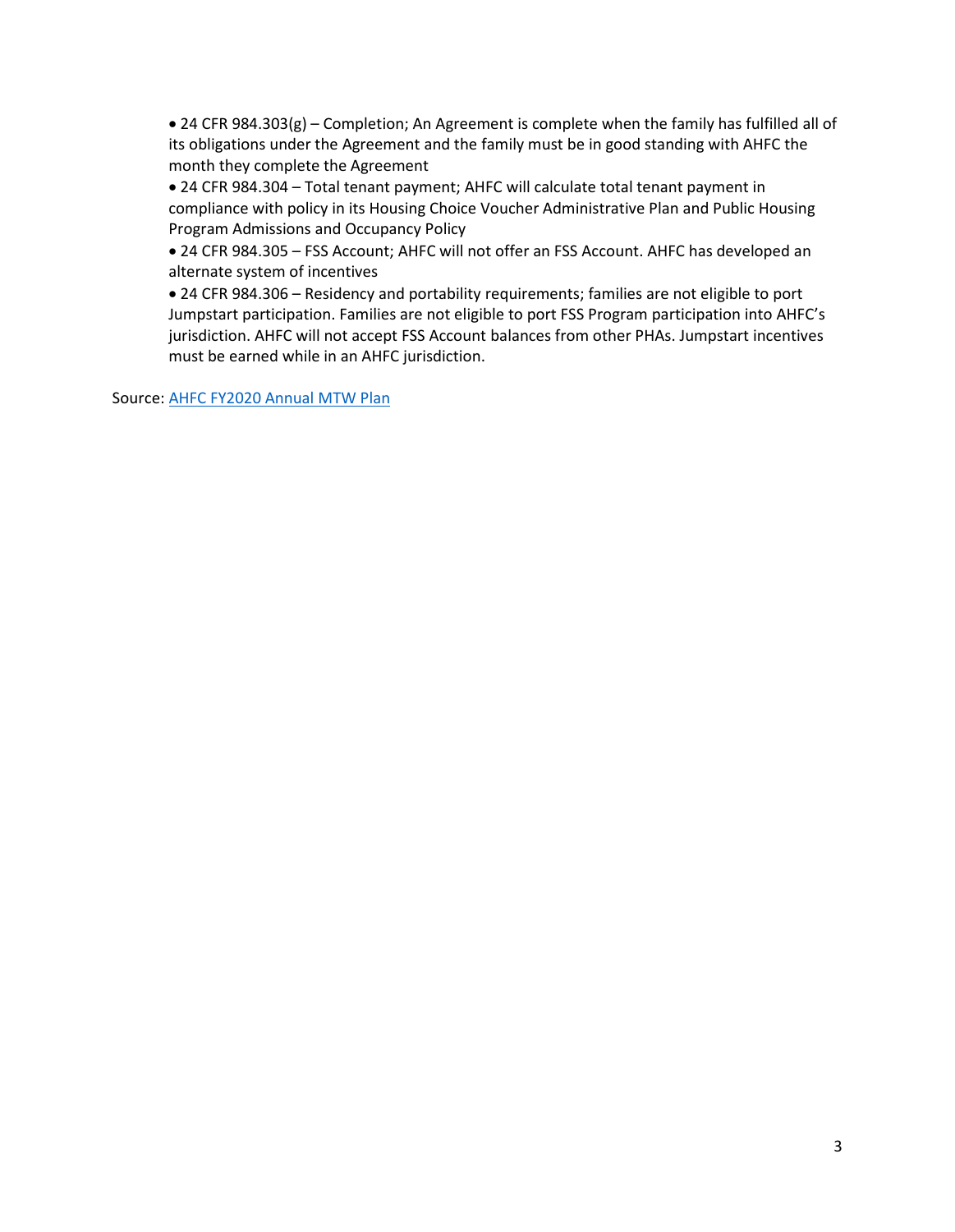- 24 CFR 984.303(g) – Completion; An Agreement is complete when the family has fulfilled all of its obligations under the Agreement and the family must be in good standing with AHFC the month they complete the Agreement
- 24 CFR 984.304 – Total tenant payment; AHFC will calculate total tenant payment in compliance with policy in its Housing Choice Voucher Administrative Plan and Public Housing Program Admissions and Occupancy Policy
- 24 CFR 984.305 – FSS Account; AHFC will not offer an FSS Account. AHFC has developed an alternate system of incentives
- 24 CFR 984.306 – Residency and portability requirements; families are not eligible to port Jumpstart participation. Families are not eligible to port FSS Program participation into AHFC's jurisdiction. AHFC will not accept FSS Account balances from other PHAs. Jumpstart incentives must be earned while in an AHFC jurisdiction.

Source: AHFC FY2020 Annual MTW Plan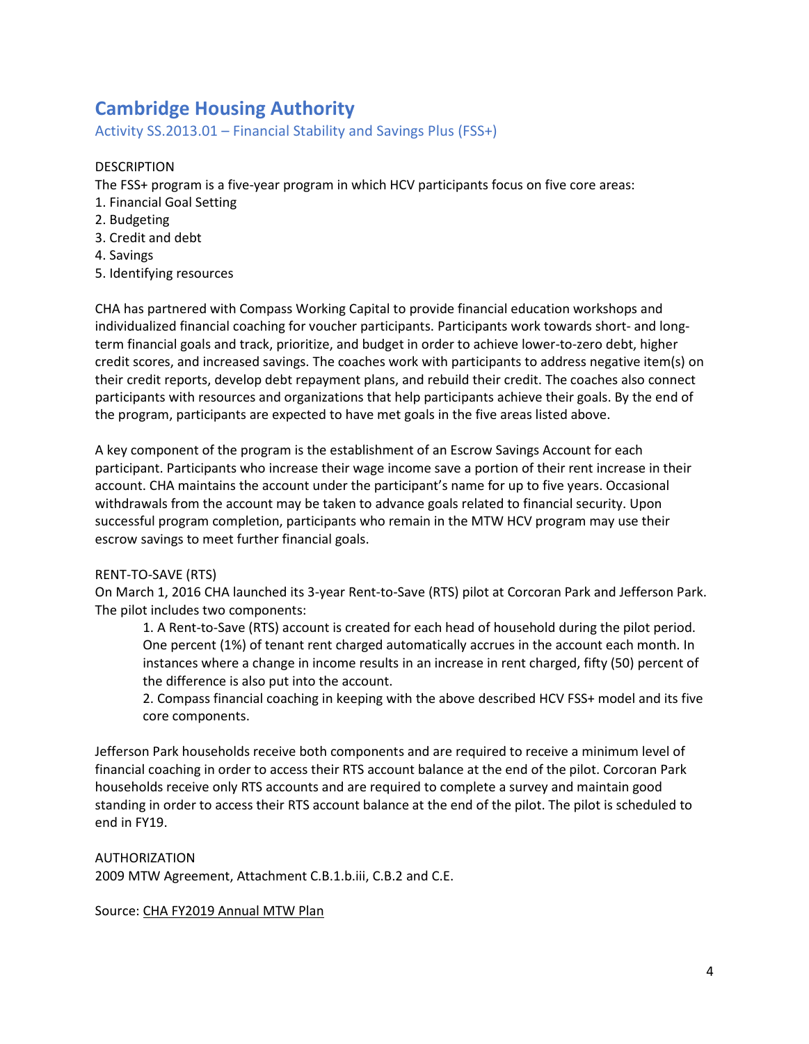# Cambridge Housing Authority

## Activity SS.2013.01 – Financial Stability and Savings Plus (FSS+)

DESCRIPTION

The FSS+ program is a five-year program in which HCV participants focus on five core areas:

1. Financial Goal Setting
2. Budgeting
3. Credit and debt
4. Savings
5. Identifying resources

CHA has partnered with Compass Working Capital to provide financial education workshops and individualized financial coaching for voucher participants. Participants work towards short- and long-term financial goals and track, prioritize, and budget in order to achieve lower-to-zero debt, higher credit scores, and increased savings. The coaches work with participants to address negative item(s) on their credit reports, develop debt repayment plans, and rebuild their credit. The coaches also connect participants with resources and organizations that help participants achieve their goals. By the end of the program, participants are expected to have met goals in the five areas listed above.

A key component of the program is the establishment of an Escrow Savings Account for each participant. Participants who increase their wage income save a portion of their rent increase in their account. CHA maintains the account under the participant's name for up to five years. Occasional withdrawals from the account may be taken to advance goals related to financial security. Upon successful program completion, participants who remain in the MTW HCV program may use their escrow savings to meet further financial goals.

RENT-TO-SAVE (RTS)

On March 1, 2016 CHA launched its 3-year Rent-to-Save (RTS) pilot at Corcoran Park and Jefferson Park. The pilot includes two components:

1. A Rent-to-Save (RTS) account is created for each head of household during the pilot period. One percent (1%) of tenant rent charged automatically accrues in the account each month. In instances where a change in income results in an increase in rent charged, fifty (50) percent of the difference is also put into the account.
2. Compass financial coaching in keeping with the above described HCV FSS+ model and its five core components.

Jefferson Park households receive both components and are required to receive a minimum level of financial coaching in order to access their RTS account balance at the end of the pilot. Corcoran Park households receive only RTS accounts and are required to complete a survey and maintain good standing in order to access their RTS account balance at the end of the pilot. The pilot is scheduled to end in FY19.

AUTHORIZATION

2009 MTW Agreement, Attachment C.B.1.b.iii, C.B.2 and C.E.

Source: CHA FY2019 Annual MTW Plan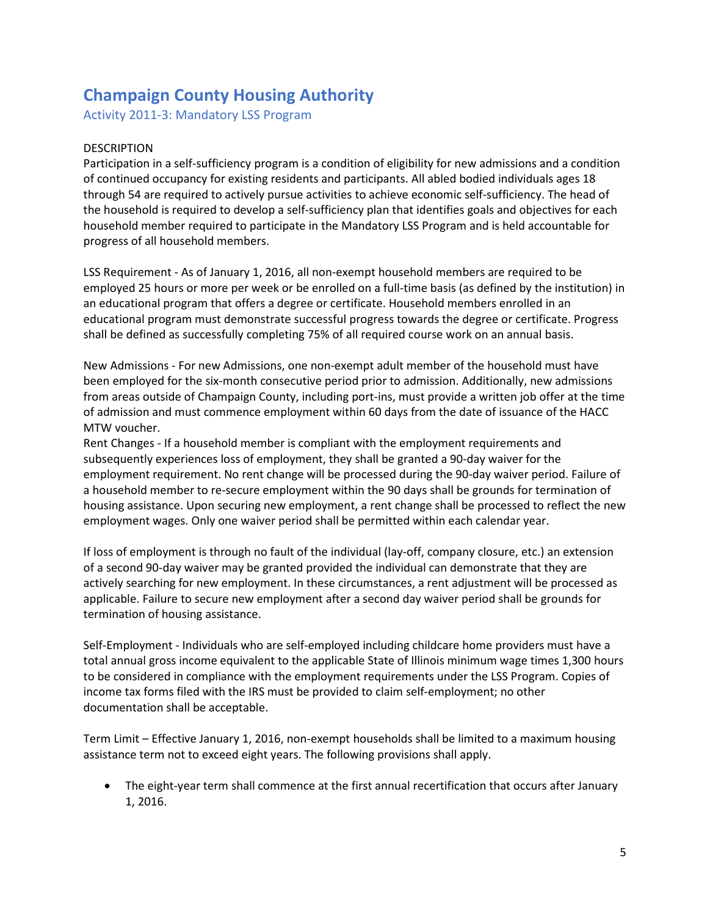# Champaign County Housing Authority

## Activity 2011-3: Mandatory LSS Program

DESCRIPTION

Participation in a self-sufficiency program is a condition of eligibility for new admissions and a condition of continued occupancy for existing residents and participants. All abled bodied individuals ages 18 through 54 are required to actively pursue activities to achieve economic self-sufficiency. The head of the household is required to develop a self-sufficiency plan that identifies goals and objectives for each household member required to participate in the Mandatory LSS Program and is held accountable for progress of all household members.

LSS Requirement - As of January 1, 2016, all non-exempt household members are required to be employed 25 hours or more per week or be enrolled on a full-time basis (as defined by the institution) in an educational program that offers a degree or certificate. Household members enrolled in an educational program must demonstrate successful progress towards the degree or certificate. Progress shall be defined as successfully completing 75% of all required course work on an annual basis.

New Admissions - For new Admissions, one non-exempt adult member of the household must have been employed for the six-month consecutive period prior to admission. Additionally, new admissions from areas outside of Champaign County, including port-ins, must provide a written job offer at the time of admission and must commence employment within 60 days from the date of issuance of the HACC MTW voucher.

Rent Changes - If a household member is compliant with the employment requirements and subsequently experiences loss of employment, they shall be granted a 90-day waiver for the employment requirement. No rent change will be processed during the 90-day waiver period. Failure of a household member to re-secure employment within the 90 days shall be grounds for termination of housing assistance. Upon securing new employment, a rent change shall be processed to reflect the new employment wages. Only one waiver period shall be permitted within each calendar year.

If loss of employment is through no fault of the individual (lay-off, company closure, etc.) an extension of a second 90-day waiver may be granted provided the individual can demonstrate that they are actively searching for new employment. In these circumstances, a rent adjustment will be processed as applicable. Failure to secure new employment after a second day waiver period shall be grounds for termination of housing assistance.

Self-Employment - Individuals who are self-employed including childcare home providers must have a total annual gross income equivalent to the applicable State of Illinois minimum wage times 1,300 hours to be considered in compliance with the employment requirements under the LSS Program. Copies of income tax forms filed with the IRS must be provided to claim self-employment; no other documentation shall be acceptable.

Term Limit – Effective January 1, 2016, non-exempt households shall be limited to a maximum housing assistance term not to exceed eight years. The following provisions shall apply.

- The eight-year term shall commence at the first annual recertification that occurs after January 1, 2016.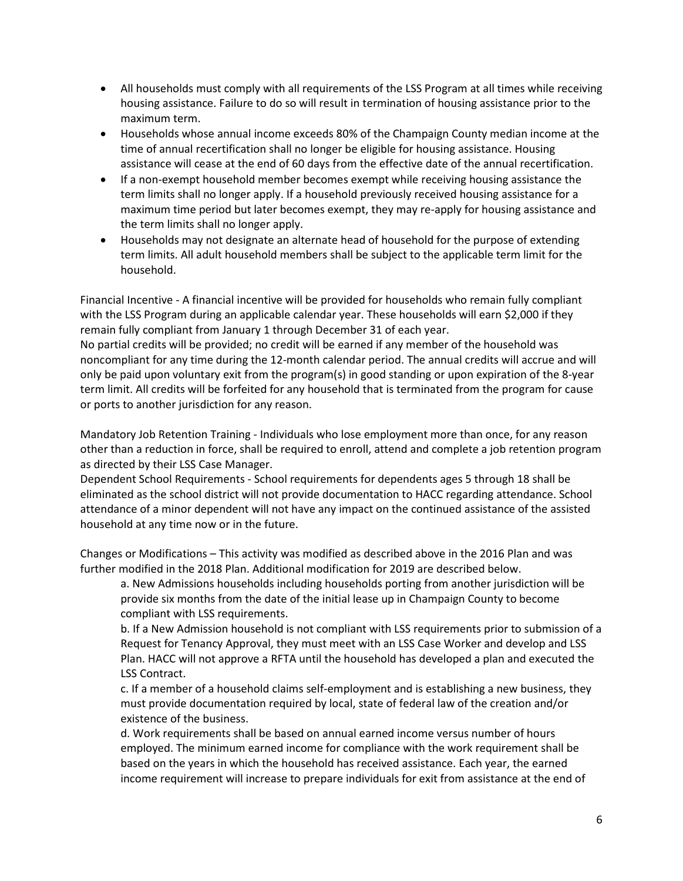- All households must comply with all requirements of the LSS Program at all times while receiving housing assistance. Failure to do so will result in termination of housing assistance prior to the maximum term.
- Households whose annual income exceeds 80% of the Champaign County median income at the time of annual recertification shall no longer be eligible for housing assistance. Housing assistance will cease at the end of 60 days from the effective date of the annual recertification.
- If a non-exempt household member becomes exempt while receiving housing assistance the term limits shall no longer apply. If a household previously received housing assistance for a maximum time period but later becomes exempt, they may re-apply for housing assistance and the term limits shall no longer apply.
- Households may not designate an alternate head of household for the purpose of extending term limits. All adult household members shall be subject to the applicable term limit for the household.

Financial Incentive - A financial incentive will be provided for households who remain fully compliant with the LSS Program during an applicable calendar year. These households will earn $2,000 if they remain fully compliant from January 1 through December 31 of each year.
No partial credits will be provided; no credit will be earned if any member of the household was noncompliant for any time during the 12-month calendar period. The annual credits will accrue and will only be paid upon voluntary exit from the program(s) in good standing or upon expiration of the 8-year term limit. All credits will be forfeited for any household that is terminated from the program for cause or ports to another jurisdiction for any reason.

Mandatory Job Retention Training - Individuals who lose employment more than once, for any reason other than a reduction in force, shall be required to enroll, attend and complete a job retention program as directed by their LSS Case Manager.
Dependent School Requirements - School requirements for dependents ages 5 through 18 shall be eliminated as the school district will not provide documentation to HACC regarding attendance. School attendance of a minor dependent will not have any impact on the continued assistance of the assisted household at any time now or in the future.

Changes or Modifications – This activity was modified as described above in the 2016 Plan and was further modified in the 2018 Plan. Additional modification for 2019 are described below.

a. New Admissions households including households porting from another jurisdiction will be provide six months from the date of the initial lease up in Champaign County to become compliant with LSS requirements.

b. If a New Admission household is not compliant with LSS requirements prior to submission of a Request for Tenancy Approval, they must meet with an LSS Case Worker and develop and LSS Plan. HACC will not approve a RFTA until the household has developed a plan and executed the LSS Contract.

c. If a member of a household claims self-employment and is establishing a new business, they must provide documentation required by local, state of federal law of the creation and/or existence of the business.

d. Work requirements shall be based on annual earned income versus number of hours employed. The minimum earned income for compliance with the work requirement shall be based on the years in which the household has received assistance. Each year, the earned income requirement will increase to prepare individuals for exit from assistance at the end of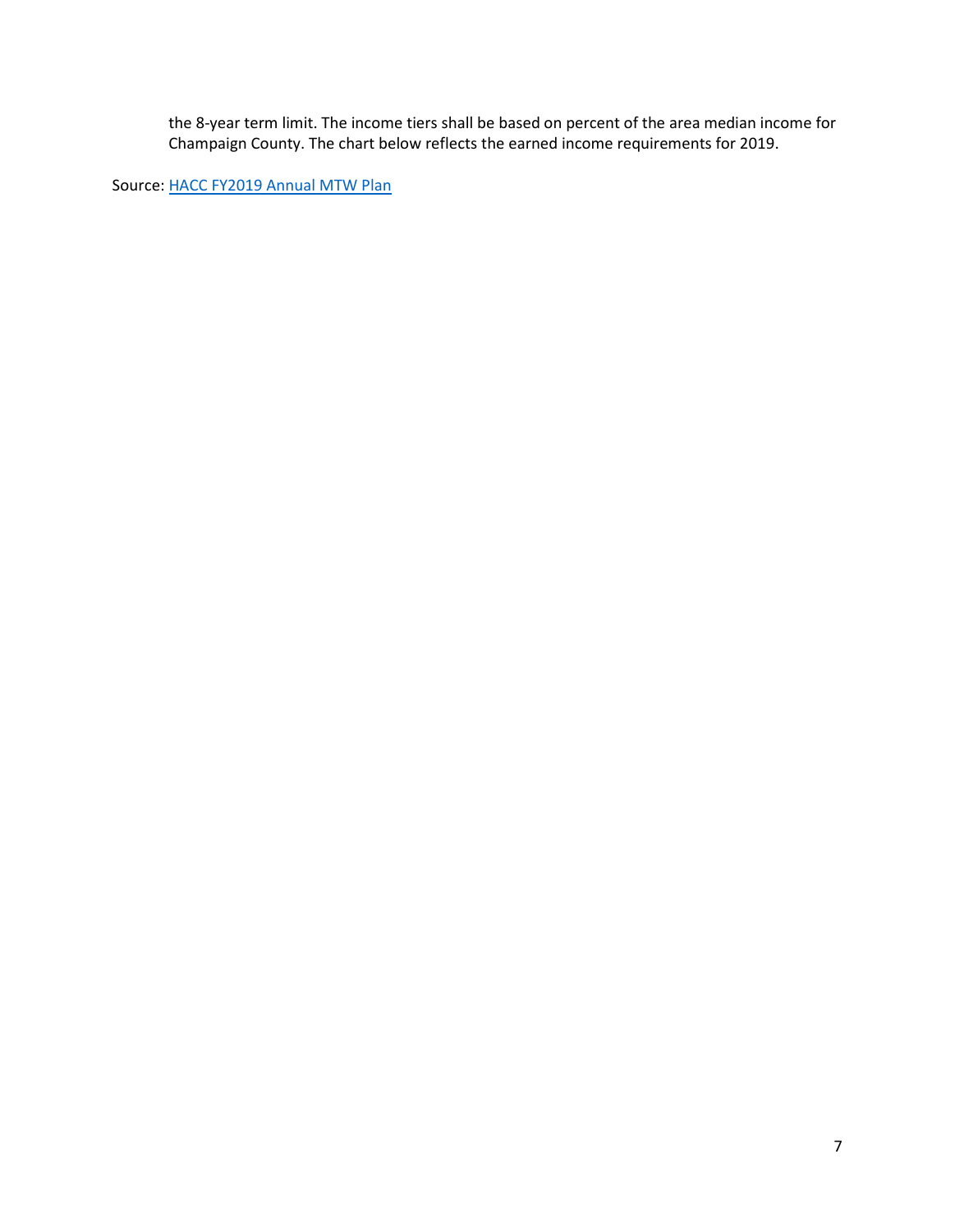the 8-year term limit. The income tiers shall be based on percent of the area median income for Champaign County. The chart below reflects the earned income requirements for 2019.

Source: [HACC FY2019 Annual MTW Plan]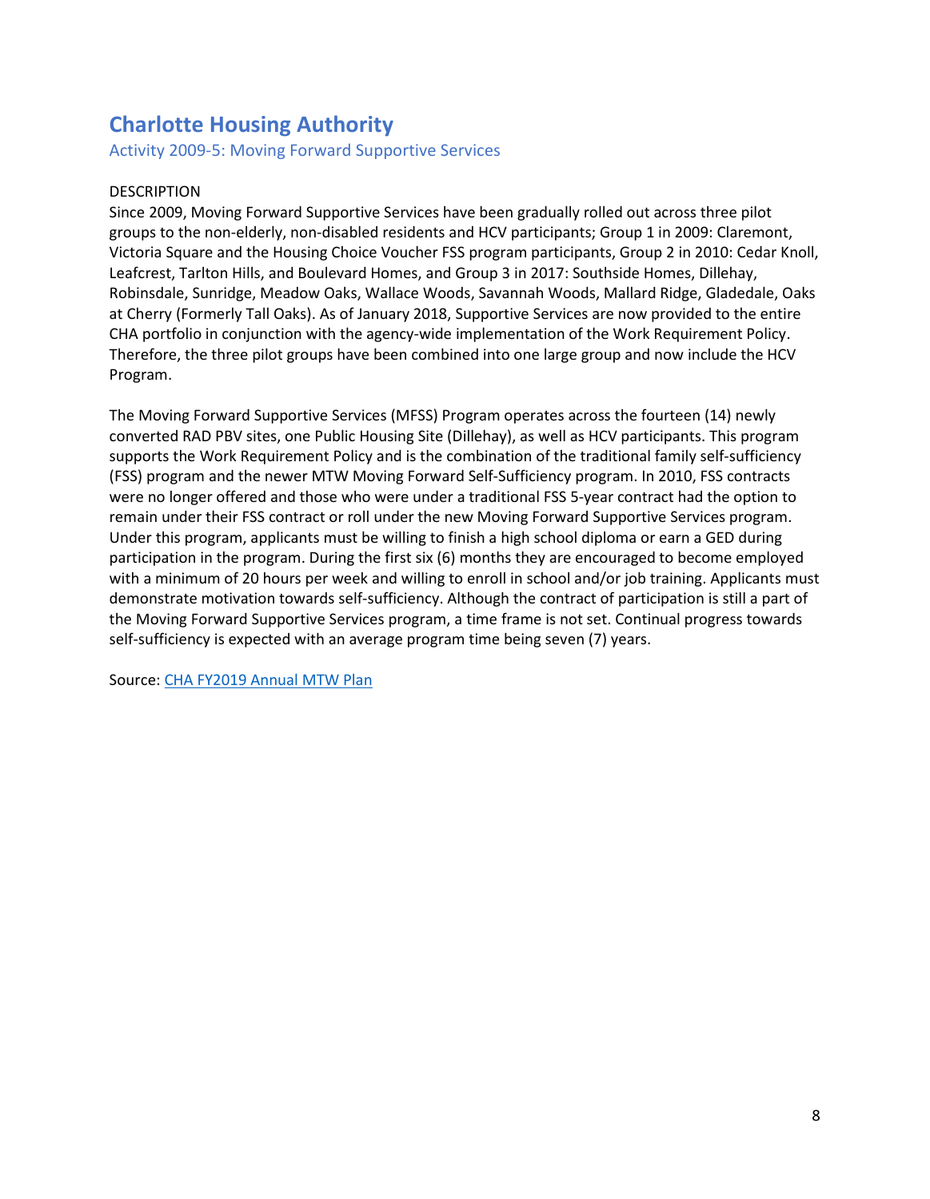# Charlotte Housing Authority

## Activity 2009-5: Moving Forward Supportive Services

DESCRIPTION

Since 2009, Moving Forward Supportive Services have been gradually rolled out across three pilot groups to the non-elderly, non-disabled residents and HCV participants; Group 1 in 2009: Claremont, Victoria Square and the Housing Choice Voucher FSS program participants, Group 2 in 2010: Cedar Knoll, Leafcrest, Tarlton Hills, and Boulevard Homes, and Group 3 in 2017: Southside Homes, Dillehay, Robinsdale, Sunridge, Meadow Oaks, Wallace Woods, Savannah Woods, Mallard Ridge, Gladedale, Oaks at Cherry (Formerly Tall Oaks). As of January 2018, Supportive Services are now provided to the entire CHA portfolio in conjunction with the agency-wide implementation of the Work Requirement Policy. Therefore, the three pilot groups have been combined into one large group and now include the HCV Program.

The Moving Forward Supportive Services (MFSS) Program operates across the fourteen (14) newly converted RAD PBV sites, one Public Housing Site (Dillehay), as well as HCV participants. This program supports the Work Requirement Policy and is the combination of the traditional family self-sufficiency (FSS) program and the newer MTW Moving Forward Self-Sufficiency program. In 2010, FSS contracts were no longer offered and those who were under a traditional FSS 5-year contract had the option to remain under their FSS contract or roll under the new Moving Forward Supportive Services program. Under this program, applicants must be willing to finish a high school diploma or earn a GED during participation in the program. During the first six (6) months they are encouraged to become employed with a minimum of 20 hours per week and willing to enroll in school and/or job training. Applicants must demonstrate motivation towards self-sufficiency. Although the contract of participation is still a part of the Moving Forward Supportive Services program, a time frame is not set. Continual progress towards self-sufficiency is expected with an average program time being seven (7) years.

Source: [CHA FY2019 Annual MTW Plan]()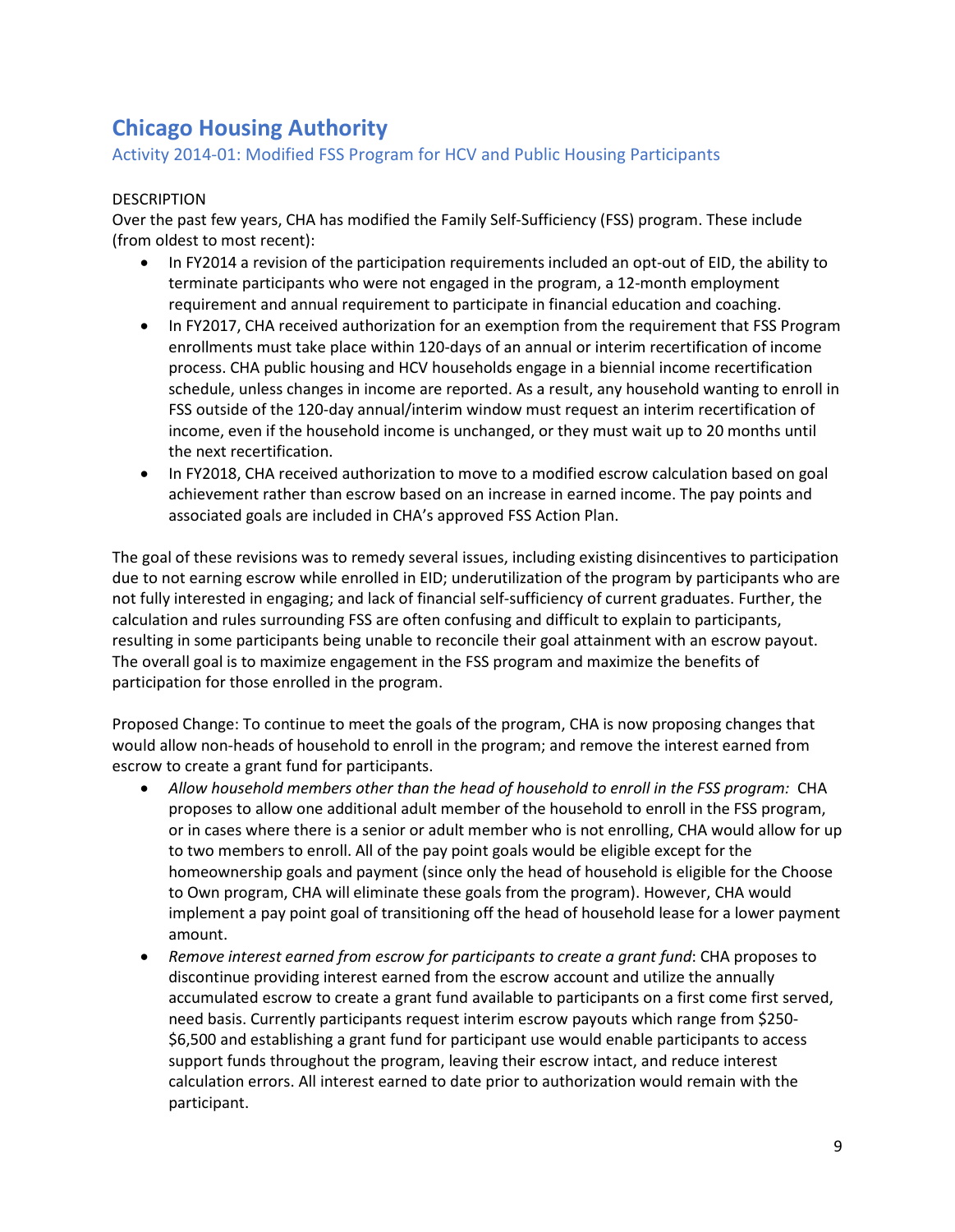## Chicago Housing Authority

### Activity 2014-01: Modified FSS Program for HCV and Public Housing Participants

DESCRIPTION

Over the past few years, CHA has modified the Family Self-Sufficiency (FSS) program. These include (from oldest to most recent):

- In FY2014 a revision of the participation requirements included an opt-out of EID, the ability to terminate participants who were not engaged in the program, a 12-month employment requirement and annual requirement to participate in financial education and coaching.
- In FY2017, CHA received authorization for an exemption from the requirement that FSS Program enrollments must take place within 120-days of an annual or interim recertification of income process. CHA public housing and HCV households engage in a biennial income recertification schedule, unless changes in income are reported. As a result, any household wanting to enroll in FSS outside of the 120-day annual/interim window must request an interim recertification of income, even if the household income is unchanged, or they must wait up to 20 months until the next recertification.
- In FY2018, CHA received authorization to move to a modified escrow calculation based on goal achievement rather than escrow based on an increase in earned income. The pay points and associated goals are included in CHA's approved FSS Action Plan.

The goal of these revisions was to remedy several issues, including existing disincentives to participation due to not earning escrow while enrolled in EID; underutilization of the program by participants who are not fully interested in engaging; and lack of financial self-sufficiency of current graduates. Further, the calculation and rules surrounding FSS are often confusing and difficult to explain to participants, resulting in some participants being unable to reconcile their goal attainment with an escrow payout. The overall goal is to maximize engagement in the FSS program and maximize the benefits of participation for those enrolled in the program.

Proposed Change: To continue to meet the goals of the program, CHA is now proposing changes that would allow non-heads of household to enroll in the program; and remove the interest earned from escrow to create a grant fund for participants.

- *Allow household members other than the head of household to enroll in the FSS program:* CHA proposes to allow one additional adult member of the household to enroll in the FSS program, or in cases where there is a senior or adult member who is not enrolling, CHA would allow for up to two members to enroll. All of the pay point goals would be eligible except for the homeownership goals and payment (since only the head of household is eligible for the Choose to Own program, CHA will eliminate these goals from the program). However, CHA would implement a pay point goal of transitioning off the head of household lease for a lower payment amount.
- *Remove interest earned from escrow for participants to create a grant fund*: CHA proposes to discontinue providing interest earned from the escrow account and utilize the annually accumulated escrow to create a grant fund available to participants on a first come first served, need basis. Currently participants request interim escrow payouts which range from $250-$6,500 and establishing a grant fund for participant use would enable participants to access support funds throughout the program, leaving their escrow intact, and reduce interest calculation errors. All interest earned to date prior to authorization would remain with the participant.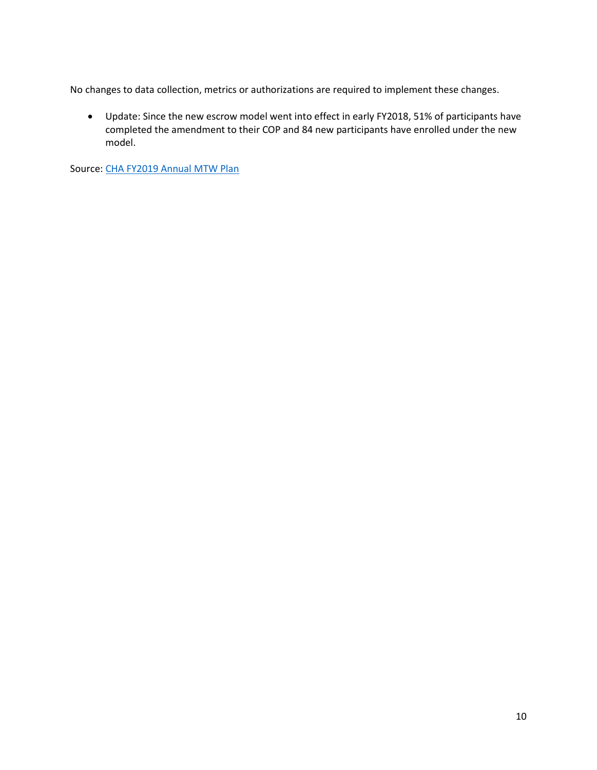No changes to data collection, metrics or authorizations are required to implement these changes.

- Update: Since the new escrow model went into effect in early FY2018, 51% of participants have completed the amendment to their COP and 84 new participants have enrolled under the new model.

Source: [CHA FY2019 Annual MTW Plan]()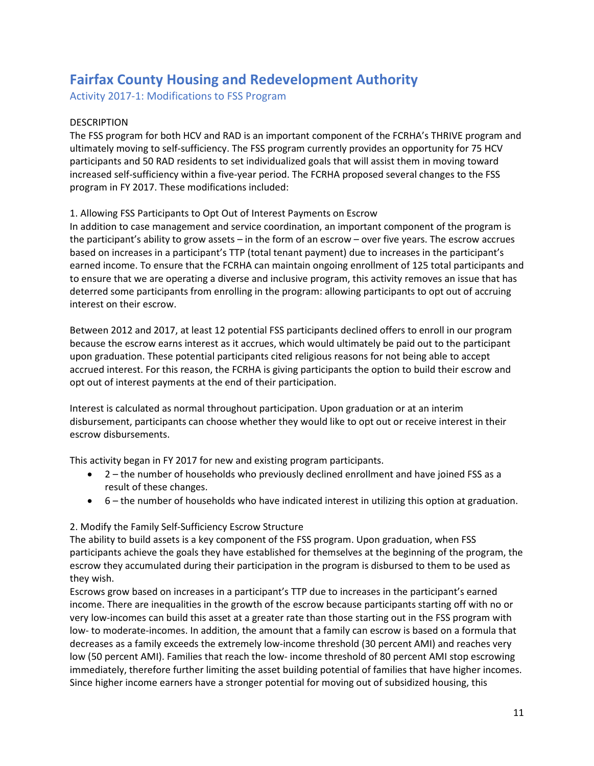# Fairfax County Housing and Redevelopment Authority

## Activity 2017-1: Modifications to FSS Program

DESCRIPTION

The FSS program for both HCV and RAD is an important component of the FCRHA's THRIVE program and ultimately moving to self-sufficiency. The FSS program currently provides an opportunity for 75 HCV participants and 50 RAD residents to set individualized goals that will assist them in moving toward increased self-sufficiency within a five-year period. The FCRHA proposed several changes to the FSS program in FY 2017. These modifications included:

1. Allowing FSS Participants to Opt Out of Interest Payments on Escrow

In addition to case management and service coordination, an important component of the program is the participant's ability to grow assets – in the form of an escrow – over five years. The escrow accrues based on increases in a participant's TTP (total tenant payment) due to increases in the participant's earned income. To ensure that the FCRHA can maintain ongoing enrollment of 125 total participants and to ensure that we are operating a diverse and inclusive program, this activity removes an issue that has deterred some participants from enrolling in the program: allowing participants to opt out of accruing interest on their escrow.

Between 2012 and 2017, at least 12 potential FSS participants declined offers to enroll in our program because the escrow earns interest as it accrues, which would ultimately be paid out to the participant upon graduation. These potential participants cited religious reasons for not being able to accept accrued interest. For this reason, the FCRHA is giving participants the option to build their escrow and opt out of interest payments at the end of their participation.

Interest is calculated as normal throughout participation. Upon graduation or at an interim disbursement, participants can choose whether they would like to opt out or receive interest in their escrow disbursements.

This activity began in FY 2017 for new and existing program participants.

- 2 – the number of households who previously declined enrollment and have joined FSS as a result of these changes.
- 6 – the number of households who have indicated interest in utilizing this option at graduation.

2. Modify the Family Self-Sufficiency Escrow Structure

The ability to build assets is a key component of the FSS program. Upon graduation, when FSS participants achieve the goals they have established for themselves at the beginning of the program, the escrow they accumulated during their participation in the program is disbursed to them to be used as they wish.

Escrows grow based on increases in a participant's TTP due to increases in the participant's earned income. There are inequalities in the growth of the escrow because participants starting off with no or very low-incomes can build this asset at a greater rate than those starting out in the FSS program with low- to moderate-incomes. In addition, the amount that a family can escrow is based on a formula that decreases as a family exceeds the extremely low-income threshold (30 percent AMI) and reaches very low (50 percent AMI). Families that reach the low- income threshold of 80 percent AMI stop escrowing immediately, therefore further limiting the asset building potential of families that have higher incomes. Since higher income earners have a stronger potential for moving out of subsidized housing, this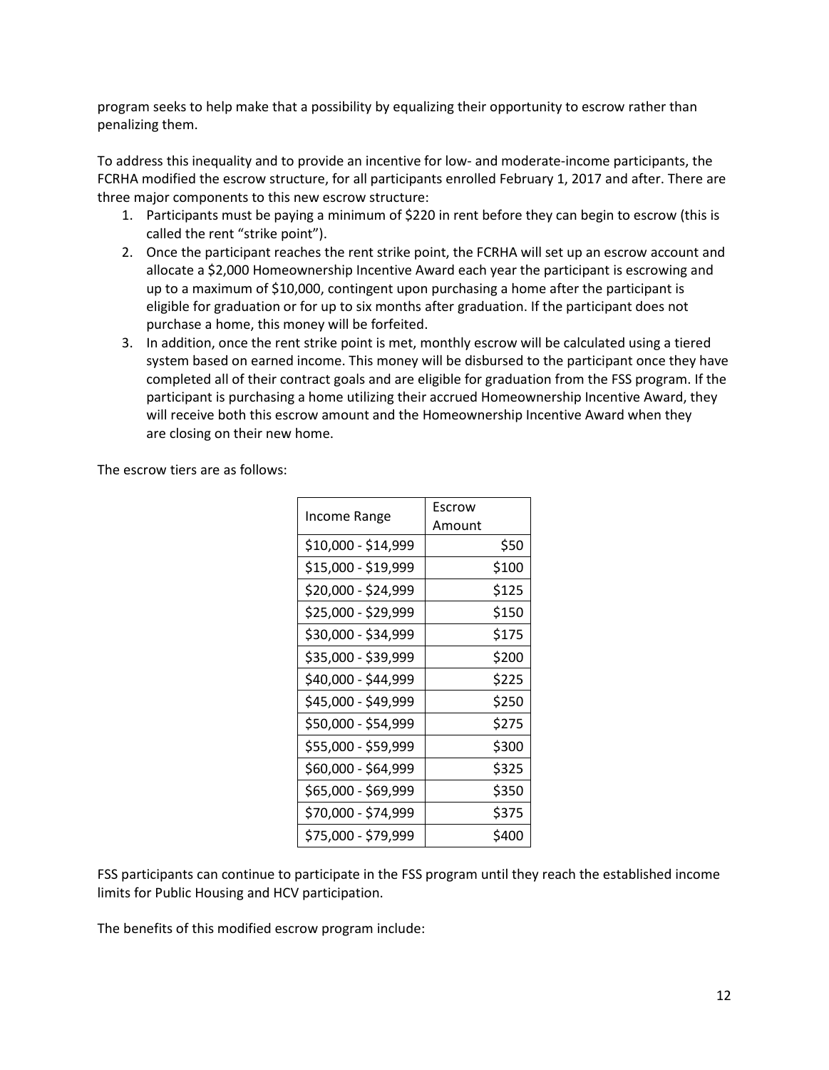program seeks to help make that a possibility by equalizing their opportunity to escrow rather than penalizing them.

To address this inequality and to provide an incentive for low- and moderate-income participants, the FCRHA modified the escrow structure, for all participants enrolled February 1, 2017 and after. There are three major components to this new escrow structure:

1. Participants must be paying a minimum of $220 in rent before they can begin to escrow (this is called the rent "strike point").
2. Once the participant reaches the rent strike point, the FCRHA will set up an escrow account and allocate a $2,000 Homeownership Incentive Award each year the participant is escrowing and up to a maximum of $10,000, contingent upon purchasing a home after the participant is eligible for graduation or for up to six months after graduation. If the participant does not purchase a home, this money will be forfeited.
3. In addition, once the rent strike point is met, monthly escrow will be calculated using a tiered system based on earned income. This money will be disbursed to the participant once they have completed all of their contract goals and are eligible for graduation from the FSS program. If the participant is purchasing a home utilizing their accrued Homeownership Incentive Award, they will receive both this escrow amount and the Homeownership Incentive Award when they are closing on their new home.

The escrow tiers are as follows:

| Income Range | Escrow Amount |
|---|---:|
| $10,000 - $14,999 | $50 |
| $15,000 - $19,999 | $100 |
| $20,000 - $24,999 | $125 |
| $25,000 - $29,999 | $150 |
| $30,000 - $34,999 | $175 |
| $35,000 - $39,999 | $200 |
| $40,000 - $44,999 | $225 |
| $45,000 - $49,999 | $250 |
| $50,000 - $54,999 | $275 |
| $55,000 - $59,999 | $300 |
| $60,000 - $64,999 | $325 |
| $65,000 - $69,999 | $350 |
| $70,000 - $74,999 | $375 |
| $75,000 - $79,999 | $400 |

FSS participants can continue to participate in the FSS program until they reach the established income limits for Public Housing and HCV participation.

The benefits of this modified escrow program include: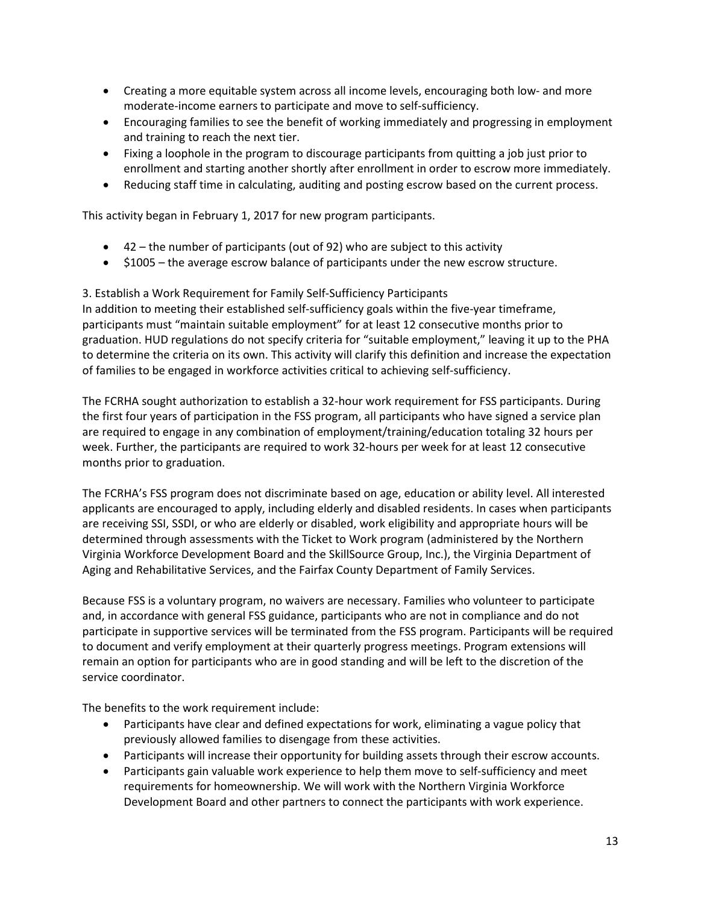- Creating a more equitable system across all income levels, encouraging both low- and more moderate-income earners to participate and move to self-sufficiency.
- Encouraging families to see the benefit of working immediately and progressing in employment and training to reach the next tier.
- Fixing a loophole in the program to discourage participants from quitting a job just prior to enrollment and starting another shortly after enrollment in order to escrow more immediately.
- Reducing staff time in calculating, auditing and posting escrow based on the current process.

This activity began in February 1, 2017 for new program participants.

- 42 – the number of participants (out of 92) who are subject to this activity
- $1005 – the average escrow balance of participants under the new escrow structure.

3. Establish a Work Requirement for Family Self-Sufficiency Participants

In addition to meeting their established self-sufficiency goals within the five-year timeframe, participants must "maintain suitable employment" for at least 12 consecutive months prior to graduation. HUD regulations do not specify criteria for "suitable employment," leaving it up to the PHA to determine the criteria on its own. This activity will clarify this definition and increase the expectation of families to be engaged in workforce activities critical to achieving self-sufficiency.

The FCRHA sought authorization to establish a 32-hour work requirement for FSS participants. During the first four years of participation in the FSS program, all participants who have signed a service plan are required to engage in any combination of employment/training/education totaling 32 hours per week. Further, the participants are required to work 32-hours per week for at least 12 consecutive months prior to graduation.

The FCRHA's FSS program does not discriminate based on age, education or ability level. All interested applicants are encouraged to apply, including elderly and disabled residents. In cases when participants are receiving SSI, SSDI, or who are elderly or disabled, work eligibility and appropriate hours will be determined through assessments with the Ticket to Work program (administered by the Northern Virginia Workforce Development Board and the SkillSource Group, Inc.), the Virginia Department of Aging and Rehabilitative Services, and the Fairfax County Department of Family Services.

Because FSS is a voluntary program, no waivers are necessary. Families who volunteer to participate and, in accordance with general FSS guidance, participants who are not in compliance and do not participate in supportive services will be terminated from the FSS program. Participants will be required to document and verify employment at their quarterly progress meetings. Program extensions will remain an option for participants who are in good standing and will be left to the discretion of the service coordinator.

The benefits to the work requirement include:

- Participants have clear and defined expectations for work, eliminating a vague policy that previously allowed families to disengage from these activities.
- Participants will increase their opportunity for building assets through their escrow accounts.
- Participants gain valuable work experience to help them move to self-sufficiency and meet requirements for homeownership. We will work with the Northern Virginia Workforce Development Board and other partners to connect the participants with work experience.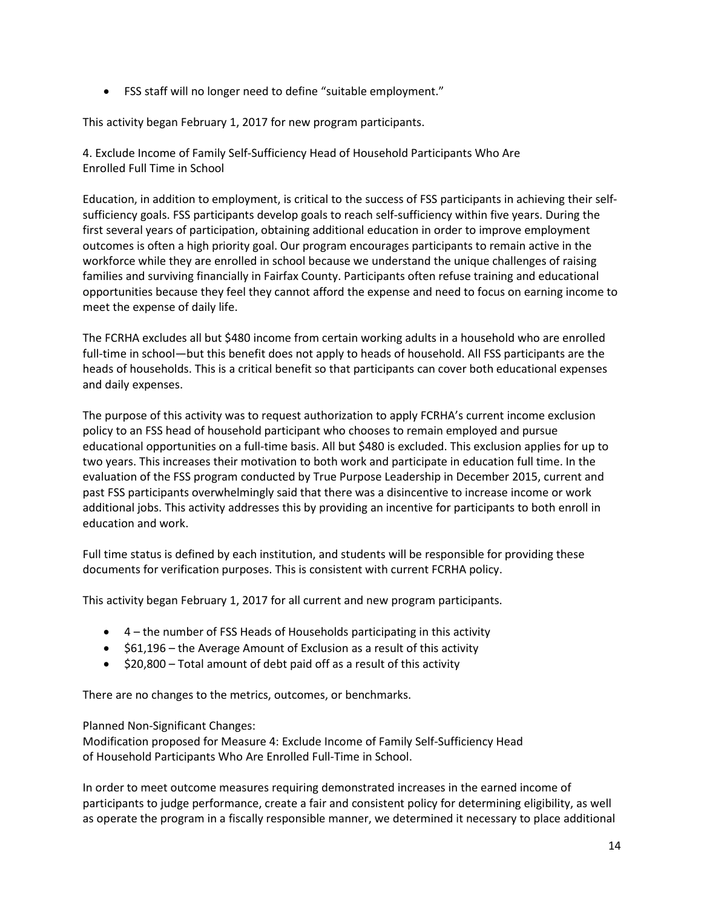- FSS staff will no longer need to define “suitable employment.”

This activity began February 1, 2017 for new program participants.

4. Exclude Income of Family Self-Sufficiency Head of Household Participants Who Are Enrolled Full Time in School

Education, in addition to employment, is critical to the success of FSS participants in achieving their self-sufficiency goals. FSS participants develop goals to reach self-sufficiency within five years. During the first several years of participation, obtaining additional education in order to improve employment outcomes is often a high priority goal. Our program encourages participants to remain active in the workforce while they are enrolled in school because we understand the unique challenges of raising families and surviving financially in Fairfax County. Participants often refuse training and educational opportunities because they feel they cannot afford the expense and need to focus on earning income to meet the expense of daily life.

The FCRHA excludes all but $480 income from certain working adults in a household who are enrolled full-time in school—but this benefit does not apply to heads of household. All FSS participants are the heads of households. This is a critical benefit so that participants can cover both educational expenses and daily expenses.

The purpose of this activity was to request authorization to apply FCRHA’s current income exclusion policy to an FSS head of household participant who chooses to remain employed and pursue educational opportunities on a full-time basis. All but $480 is excluded. This exclusion applies for up to two years. This increases their motivation to both work and participate in education full time. In the evaluation of the FSS program conducted by True Purpose Leadership in December 2015, current and past FSS participants overwhelmingly said that there was a disincentive to increase income or work additional jobs. This activity addresses this by providing an incentive for participants to both enroll in education and work.

Full time status is defined by each institution, and students will be responsible for providing these documents for verification purposes. This is consistent with current FCRHA policy.

This activity began February 1, 2017 for all current and new program participants.

- 4 – the number of FSS Heads of Households participating in this activity
- $61,196 – the Average Amount of Exclusion as a result of this activity
- $20,800 – Total amount of debt paid off as a result of this activity

There are no changes to the metrics, outcomes, or benchmarks.

Planned Non-Significant Changes:
Modification proposed for Measure 4: Exclude Income of Family Self-Sufficiency Head of Household Participants Who Are Enrolled Full-Time in School.

In order to meet outcome measures requiring demonstrated increases in the earned income of participants to judge performance, create a fair and consistent policy for determining eligibility, as well as operate the program in a fiscally responsible manner, we determined it necessary to place additional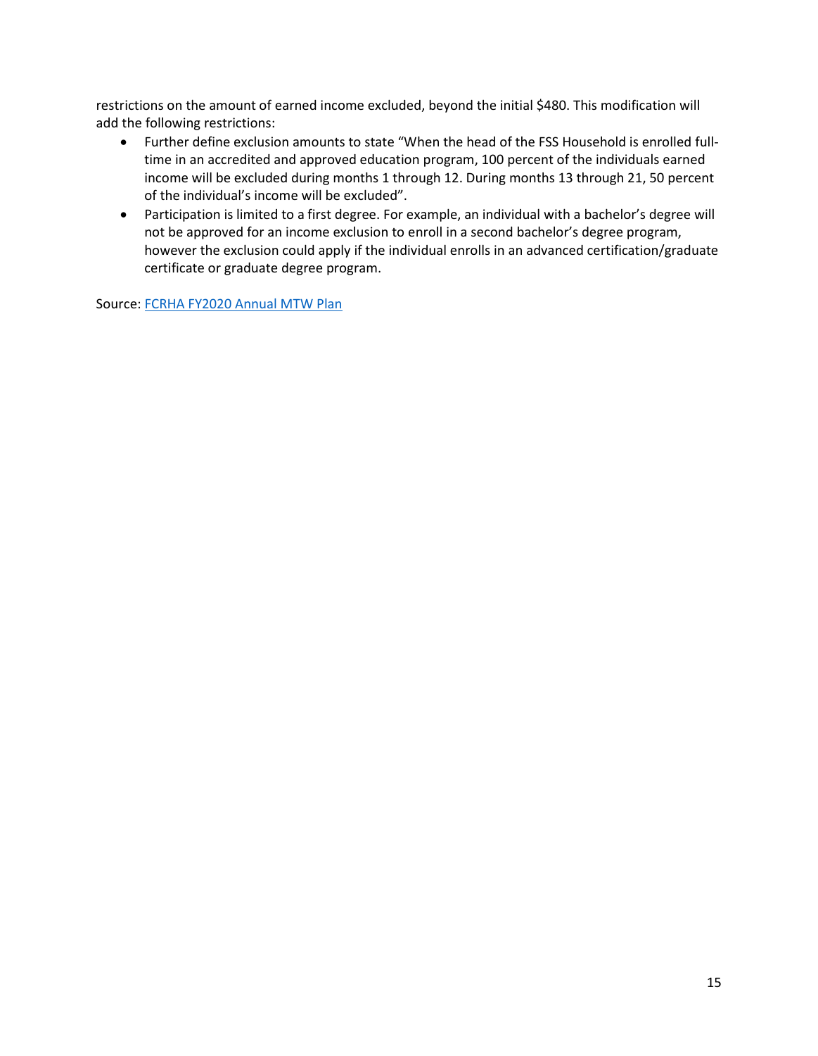restrictions on the amount of earned income excluded, beyond the initial $480. This modification will add the following restrictions:

- Further define exclusion amounts to state "When the head of the FSS Household is enrolled full-time in an accredited and approved education program, 100 percent of the individuals earned income will be excluded during months 1 through 12. During months 13 through 21, 50 percent of the individual's income will be excluded".
- Participation is limited to a first degree. For example, an individual with a bachelor's degree will not be approved for an income exclusion to enroll in a second bachelor's degree program, however the exclusion could apply if the individual enrolls in an advanced certification/graduate certificate or graduate degree program.

Source: FCRHA FY2020 Annual MTW Plan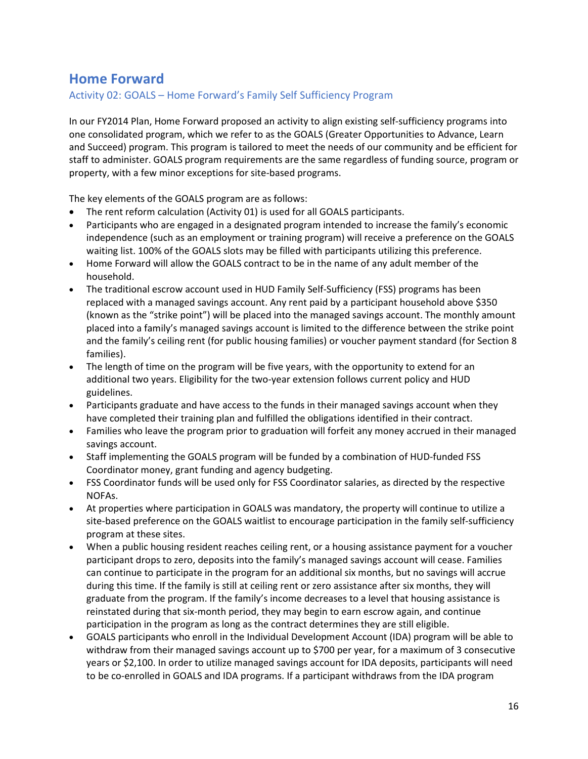## Home Forward

### Activity 02: GOALS – Home Forward's Family Self Sufficiency Program

In our FY2014 Plan, Home Forward proposed an activity to align existing self-sufficiency programs into one consolidated program, which we refer to as the GOALS (Greater Opportunities to Advance, Learn and Succeed) program. This program is tailored to meet the needs of our community and be efficient for staff to administer. GOALS program requirements are the same regardless of funding source, program or property, with a few minor exceptions for site-based programs.

The key elements of the GOALS program are as follows:

- The rent reform calculation (Activity 01) is used for all GOALS participants.
- Participants who are engaged in a designated program intended to increase the family's economic independence (such as an employment or training program) will receive a preference on the GOALS waiting list. 100% of the GOALS slots may be filled with participants utilizing this preference.
- Home Forward will allow the GOALS contract to be in the name of any adult member of the household.
- The traditional escrow account used in HUD Family Self-Sufficiency (FSS) programs has been replaced with a managed savings account. Any rent paid by a participant household above $350 (known as the "strike point") will be placed into the managed savings account. The monthly amount placed into a family's managed savings account is limited to the difference between the strike point and the family's ceiling rent (for public housing families) or voucher payment standard (for Section 8 families).
- The length of time on the program will be five years, with the opportunity to extend for an additional two years. Eligibility for the two-year extension follows current policy and HUD guidelines.
- Participants graduate and have access to the funds in their managed savings account when they have completed their training plan and fulfilled the obligations identified in their contract.
- Families who leave the program prior to graduation will forfeit any money accrued in their managed savings account.
- Staff implementing the GOALS program will be funded by a combination of HUD-funded FSS Coordinator money, grant funding and agency budgeting.
- FSS Coordinator funds will be used only for FSS Coordinator salaries, as directed by the respective NOFAs.
- At properties where participation in GOALS was mandatory, the property will continue to utilize a site-based preference on the GOALS waitlist to encourage participation in the family self-sufficiency program at these sites.
- When a public housing resident reaches ceiling rent, or a housing assistance payment for a voucher participant drops to zero, deposits into the family's managed savings account will cease. Families can continue to participate in the program for an additional six months, but no savings will accrue during this time. If the family is still at ceiling rent or zero assistance after six months, they will graduate from the program. If the family's income decreases to a level that housing assistance is reinstated during that six-month period, they may begin to earn escrow again, and continue participation in the program as long as the contract determines they are still eligible.
- GOALS participants who enroll in the Individual Development Account (IDA) program will be able to withdraw from their managed savings account up to $700 per year, for a maximum of 3 consecutive years or $2,100. In order to utilize managed savings account for IDA deposits, participants will need to be co-enrolled in GOALS and IDA programs. If a participant withdraws from the IDA program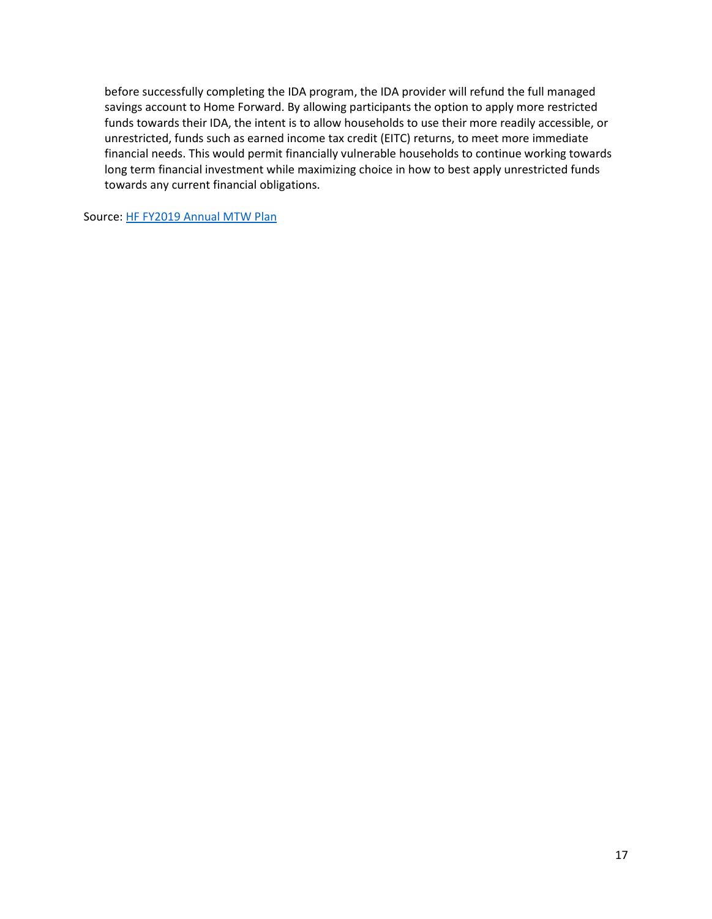before successfully completing the IDA program, the IDA provider will refund the full managed savings account to Home Forward. By allowing participants the option to apply more restricted funds towards their IDA, the intent is to allow households to use their more readily accessible, or unrestricted, funds such as earned income tax credit (EITC) returns, to meet more immediate financial needs. This would permit financially vulnerable households to continue working towards long term financial investment while maximizing choice in how to best apply unrestricted funds towards any current financial obligations.

Source: [HF FY2019 Annual MTW Plan]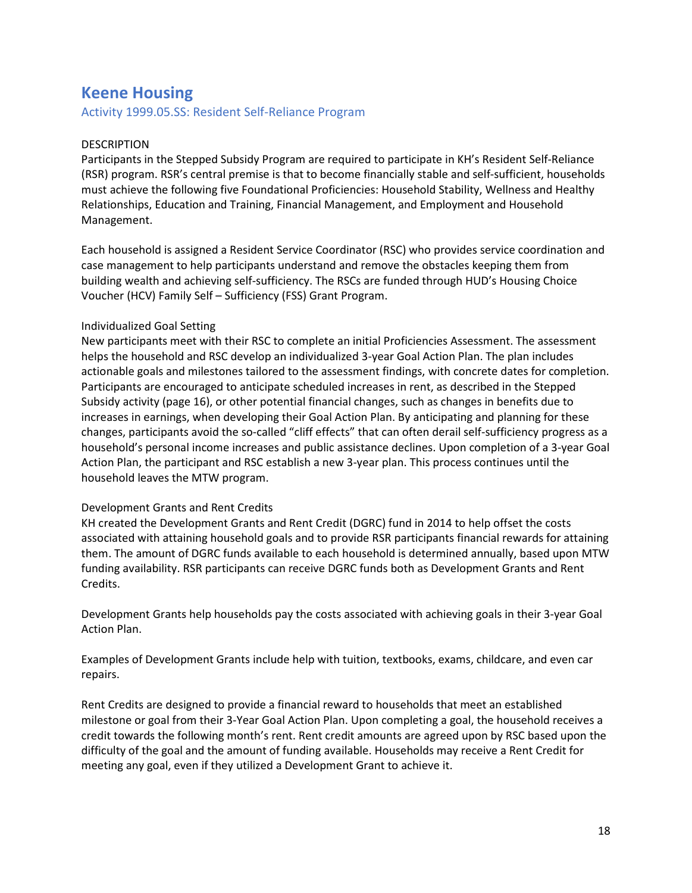# Keene Housing

## Activity 1999.05.SS: Resident Self-Reliance Program

### DESCRIPTION

Participants in the Stepped Subsidy Program are required to participate in KH's Resident Self-Reliance (RSR) program. RSR's central premise is that to become financially stable and self-sufficient, households must achieve the following five Foundational Proficiencies: Household Stability, Wellness and Healthy Relationships, Education and Training, Financial Management, and Employment and Household Management.

Each household is assigned a Resident Service Coordinator (RSC) who provides service coordination and case management to help participants understand and remove the obstacles keeping them from building wealth and achieving self-sufficiency. The RSCs are funded through HUD's Housing Choice Voucher (HCV) Family Self – Sufficiency (FSS) Grant Program.

#### Individualized Goal Setting

New participants meet with their RSC to complete an initial Proficiencies Assessment. The assessment helps the household and RSC develop an individualized 3-year Goal Action Plan. The plan includes actionable goals and milestones tailored to the assessment findings, with concrete dates for completion. Participants are encouraged to anticipate scheduled increases in rent, as described in the Stepped Subsidy activity (page 16), or other potential financial changes, such as changes in benefits due to increases in earnings, when developing their Goal Action Plan. By anticipating and planning for these changes, participants avoid the so-called "cliff effects" that can often derail self-sufficiency progress as a household's personal income increases and public assistance declines. Upon completion of a 3-year Goal Action Plan, the participant and RSC establish a new 3-year plan. This process continues until the household leaves the MTW program.

#### Development Grants and Rent Credits

KH created the Development Grants and Rent Credit (DGRC) fund in 2014 to help offset the costs associated with attaining household goals and to provide RSR participants financial rewards for attaining them. The amount of DGRC funds available to each household is determined annually, based upon MTW funding availability. RSR participants can receive DGRC funds both as Development Grants and Rent Credits.

Development Grants help households pay the costs associated with achieving goals in their 3-year Goal Action Plan.

Examples of Development Grants include help with tuition, textbooks, exams, childcare, and even car repairs.

Rent Credits are designed to provide a financial reward to households that meet an established milestone or goal from their 3-Year Goal Action Plan. Upon completing a goal, the household receives a credit towards the following month's rent. Rent credit amounts are agreed upon by RSC based upon the difficulty of the goal and the amount of funding available. Households may receive a Rent Credit for meeting any goal, even if they utilized a Development Grant to achieve it.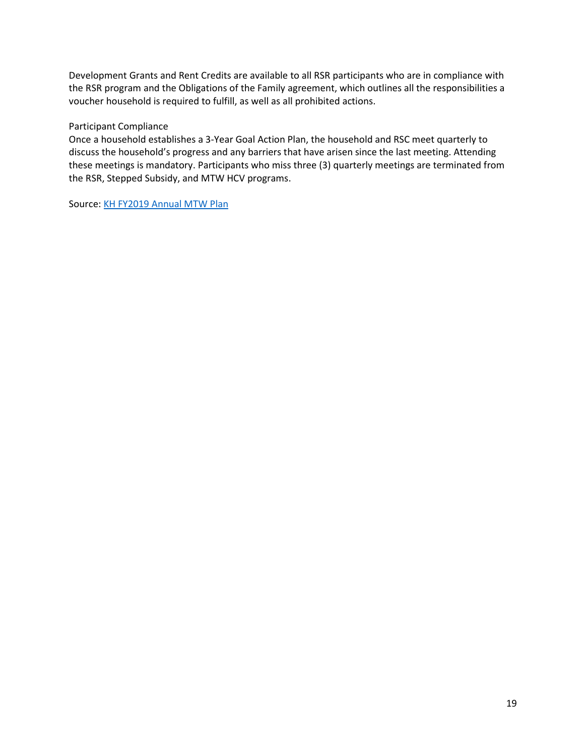Development Grants and Rent Credits are available to all RSR participants who are in compliance with the RSR program and the Obligations of the Family agreement, which outlines all the responsibilities a voucher household is required to fulfill, as well as all prohibited actions.

Participant Compliance

Once a household establishes a 3-Year Goal Action Plan, the household and RSC meet quarterly to discuss the household's progress and any barriers that have arisen since the last meeting. Attending these meetings is mandatory. Participants who miss three (3) quarterly meetings are terminated from the RSR, Stepped Subsidy, and MTW HCV programs.

Source: [KH FY2019 Annual MTW Plan]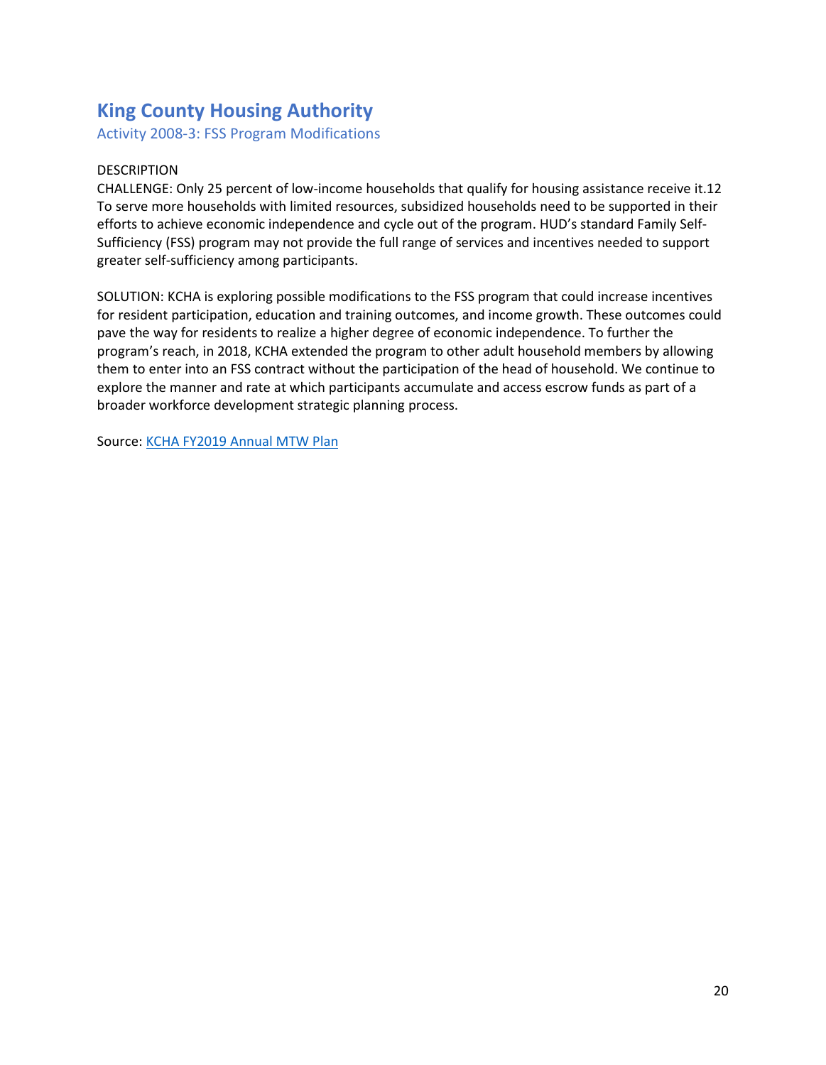## King County Housing Authority

### Activity 2008-3: FSS Program Modifications

DESCRIPTION

CHALLENGE: Only 25 percent of low-income households that qualify for housing assistance receive it.[12] To serve more households with limited resources, subsidized households need to be supported in their efforts to achieve economic independence and cycle out of the program. HUD's standard Family Self-Sufficiency (FSS) program may not provide the full range of services and incentives needed to support greater self-sufficiency among participants.

SOLUTION: KCHA is exploring possible modifications to the FSS program that could increase incentives for resident participation, education and training outcomes, and income growth. These outcomes could pave the way for residents to realize a higher degree of economic independence. To further the program's reach, in 2018, KCHA extended the program to other adult household members by allowing them to enter into an FSS contract without the participation of the head of household. We continue to explore the manner and rate at which participants accumulate and access escrow funds as part of a broader workforce development strategic planning process.

Source: KCHA FY2019 Annual MTW Plan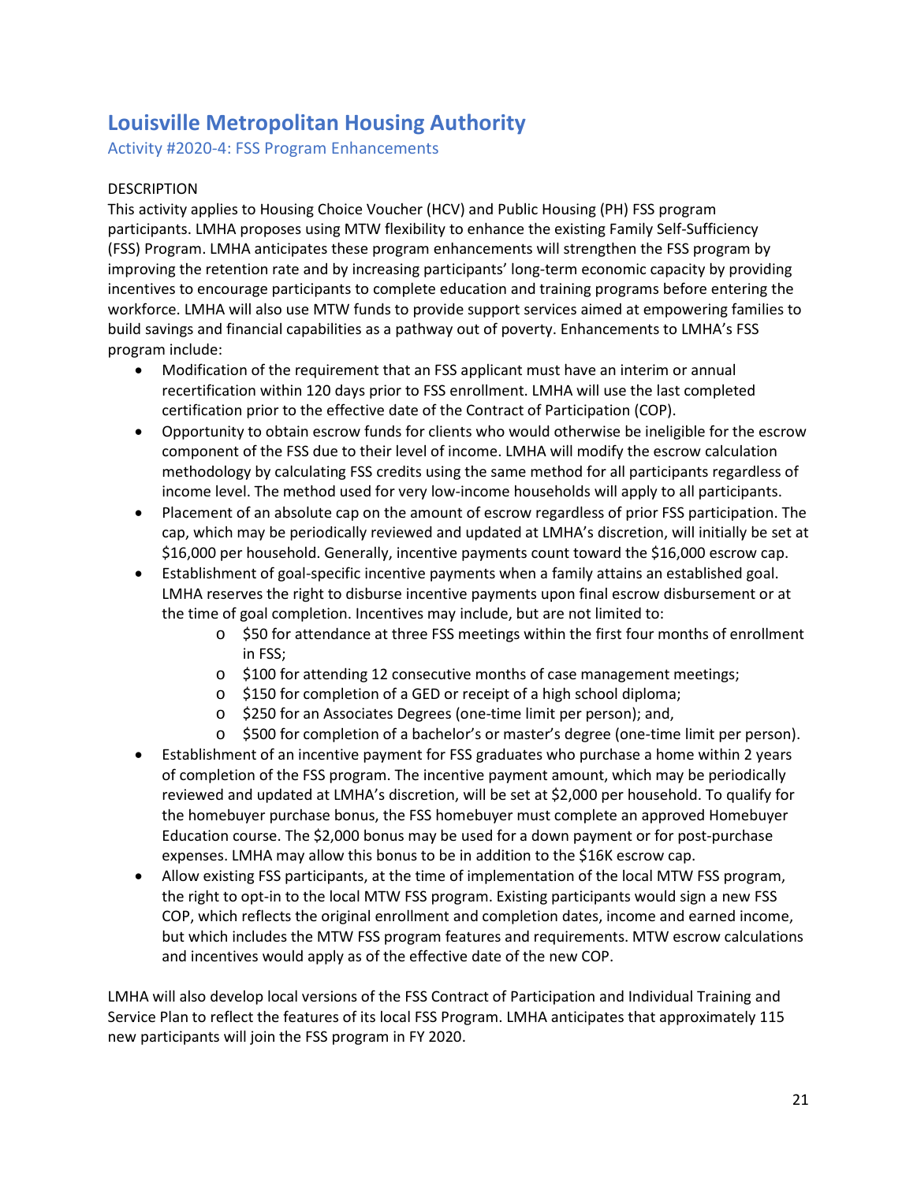# Louisville Metropolitan Housing Authority

## Activity #2020-4: FSS Program Enhancements

DESCRIPTION

This activity applies to Housing Choice Voucher (HCV) and Public Housing (PH) FSS program participants. LMHA proposes using MTW flexibility to enhance the existing Family Self-Sufficiency (FSS) Program. LMHA anticipates these program enhancements will strengthen the FSS program by improving the retention rate and by increasing participants' long-term economic capacity by providing incentives to encourage participants to complete education and training programs before entering the workforce. LMHA will also use MTW funds to provide support services aimed at empowering families to build savings and financial capabilities as a pathway out of poverty. Enhancements to LMHA's FSS program include:

- Modification of the requirement that an FSS applicant must have an interim or annual recertification within 120 days prior to FSS enrollment. LMHA will use the last completed certification prior to the effective date of the Contract of Participation (COP).
- Opportunity to obtain escrow funds for clients who would otherwise be ineligible for the escrow component of the FSS due to their level of income. LMHA will modify the escrow calculation methodology by calculating FSS credits using the same method for all participants regardless of income level. The method used for very low-income households will apply to all participants.
- Placement of an absolute cap on the amount of escrow regardless of prior FSS participation. The cap, which may be periodically reviewed and updated at LMHA's discretion, will initially be set at $16,000 per household. Generally, incentive payments count toward the $16,000 escrow cap.
- Establishment of goal-specific incentive payments when a family attains an established goal. LMHA reserves the right to disburse incentive payments upon final escrow disbursement or at the time of goal completion. Incentives may include, but are not limited to:
  - $50 for attendance at three FSS meetings within the first four months of enrollment in FSS;
  - $100 for attending 12 consecutive months of case management meetings;
  - $150 for completion of a GED or receipt of a high school diploma;
  - $250 for an Associates Degrees (one-time limit per person); and,
  - $500 for completion of a bachelor's or master's degree (one-time limit per person).
- Establishment of an incentive payment for FSS graduates who purchase a home within 2 years of completion of the FSS program. The incentive payment amount, which may be periodically reviewed and updated at LMHA's discretion, will be set at $2,000 per household. To qualify for the homebuyer purchase bonus, the FSS homebuyer must complete an approved Homebuyer Education course. The $2,000 bonus may be used for a down payment or for post-purchase expenses. LMHA may allow this bonus to be in addition to the $16K escrow cap.
- Allow existing FSS participants, at the time of implementation of the local MTW FSS program, the right to opt-in to the local MTW FSS program. Existing participants would sign a new FSS COP, which reflects the original enrollment and completion dates, income and earned income, but which includes the MTW FSS program features and requirements. MTW escrow calculations and incentives would apply as of the effective date of the new COP.

LMHA will also develop local versions of the FSS Contract of Participation and Individual Training and Service Plan to reflect the features of its local FSS Program. LMHA anticipates that approximately 115 new participants will join the FSS program in FY 2020.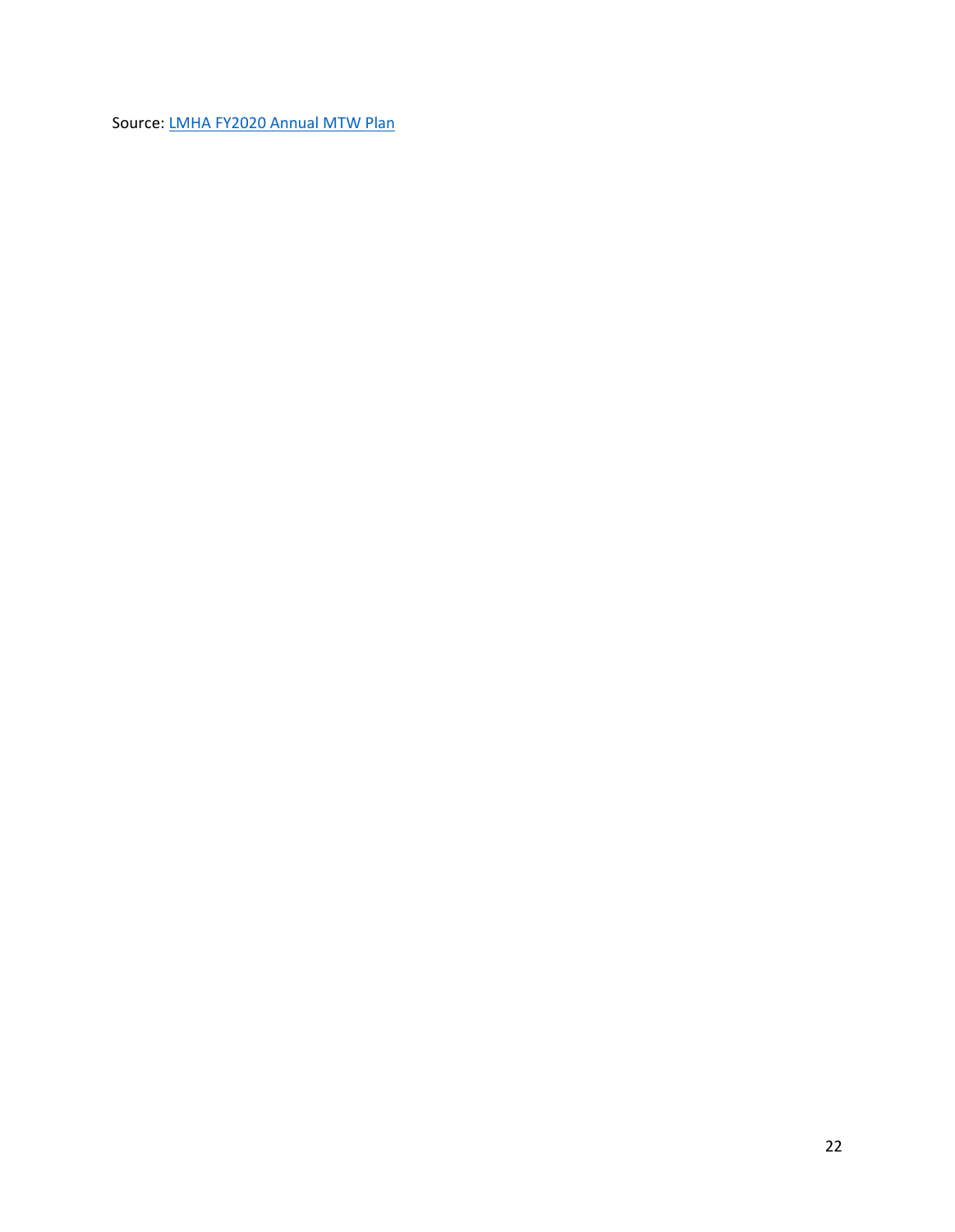Source: LMHA FY2020 Annual MTW Plan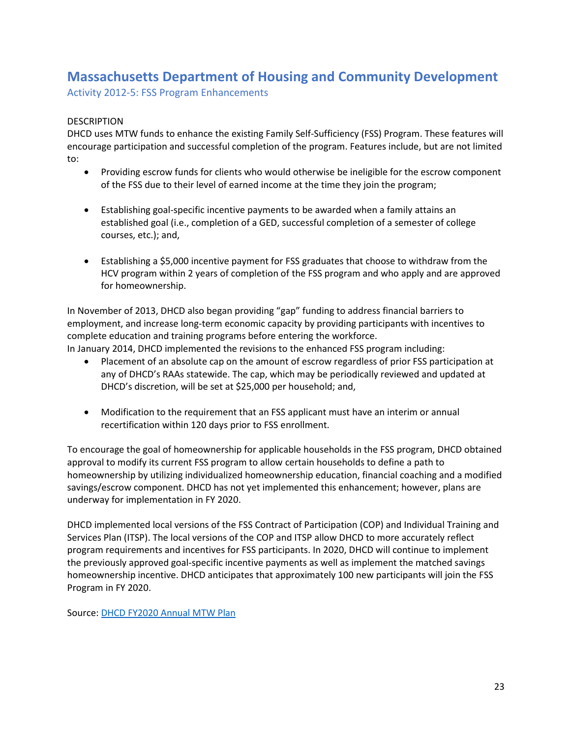# Massachusetts Department of Housing and Community Development

## Activity 2012-5: FSS Program Enhancements

DESCRIPTION

DHCD uses MTW funds to enhance the existing Family Self-Sufficiency (FSS) Program. These features will encourage participation and successful completion of the program. Features include, but are not limited to:

- Providing escrow funds for clients who would otherwise be ineligible for the escrow component of the FSS due to their level of earned income at the time they join the program;
- Establishing goal-specific incentive payments to be awarded when a family attains an established goal (i.e., completion of a GED, successful completion of a semester of college courses, etc.); and,
- Establishing a $5,000 incentive payment for FSS graduates that choose to withdraw from the HCV program within 2 years of completion of the FSS program and who apply and are approved for homeownership.

In November of 2013, DHCD also began providing "gap" funding to address financial barriers to employment, and increase long-term economic capacity by providing participants with incentives to complete education and training programs before entering the workforce.

In January 2014, DHCD implemented the revisions to the enhanced FSS program including:

- Placement of an absolute cap on the amount of escrow regardless of prior FSS participation at any of DHCD's RAAs statewide. The cap, which may be periodically reviewed and updated at DHCD's discretion, will be set at $25,000 per household; and,
- Modification to the requirement that an FSS applicant must have an interim or annual recertification within 120 days prior to FSS enrollment.

To encourage the goal of homeownership for applicable households in the FSS program, DHCD obtained approval to modify its current FSS program to allow certain households to define a path to homeownership by utilizing individualized homeownership education, financial coaching and a modified savings/escrow component. DHCD has not yet implemented this enhancement; however, plans are underway for implementation in FY 2020.

DHCD implemented local versions of the FSS Contract of Participation (COP) and Individual Training and Services Plan (ITSP). The local versions of the COP and ITSP allow DHCD to more accurately reflect program requirements and incentives for FSS participants. In 2020, DHCD will continue to implement the previously approved goal-specific incentive payments as well as implement the matched savings homeownership incentive. DHCD anticipates that approximately 100 new participants will join the FSS Program in FY 2020.

Source: [DHCD FY2020 Annual MTW Plan]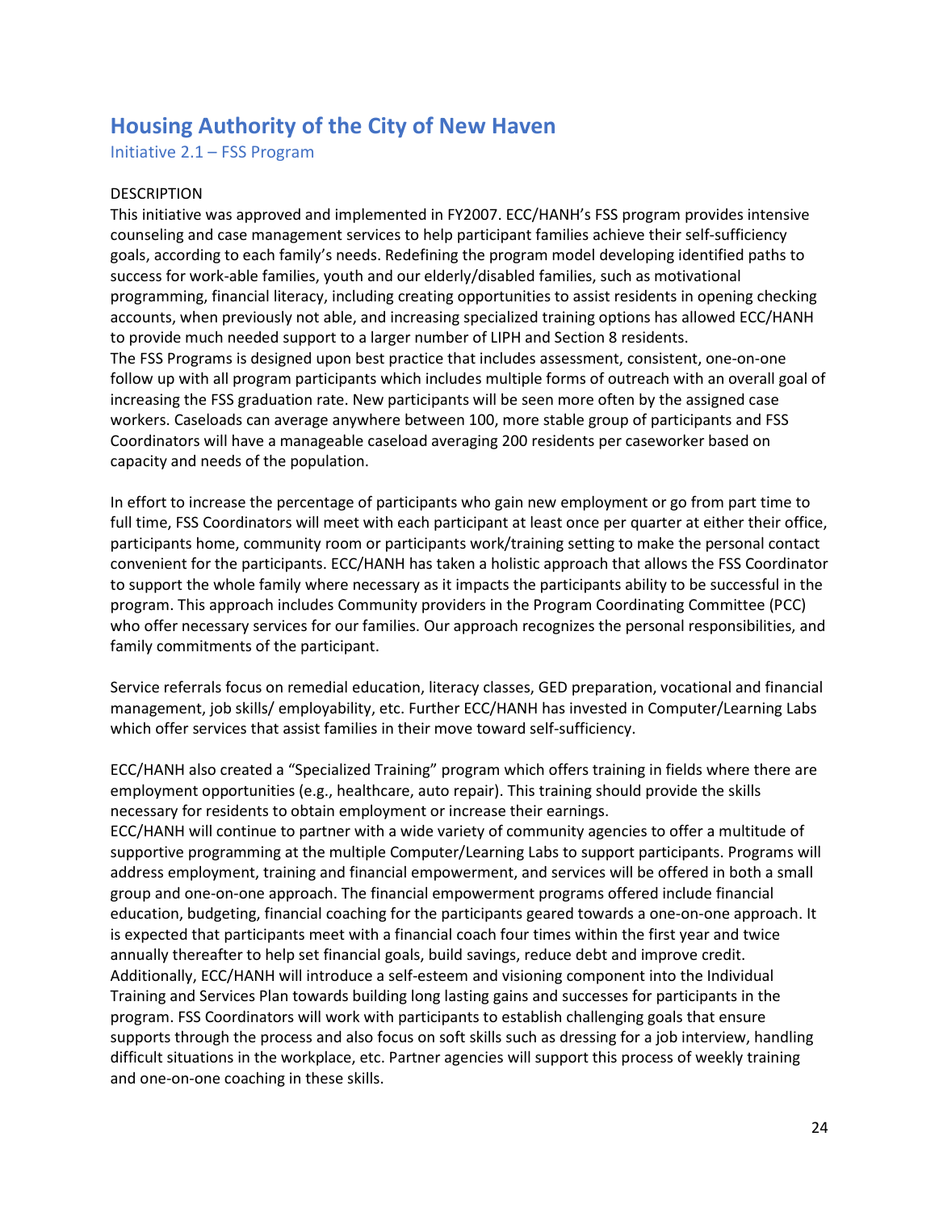# Housing Authority of the City of New Haven

## Initiative 2.1 – FSS Program

DESCRIPTION

This initiative was approved and implemented in FY2007. ECC/HANH's FSS program provides intensive counseling and case management services to help participant families achieve their self-sufficiency goals, according to each family's needs. Redefining the program model developing identified paths to success for work-able families, youth and our elderly/disabled families, such as motivational programming, financial literacy, including creating opportunities to assist residents in opening checking accounts, when previously not able, and increasing specialized training options has allowed ECC/HANH to provide much needed support to a larger number of LIPH and Section 8 residents.

The FSS Programs is designed upon best practice that includes assessment, consistent, one-on-one follow up with all program participants which includes multiple forms of outreach with an overall goal of increasing the FSS graduation rate. New participants will be seen more often by the assigned case workers. Caseloads can average anywhere between 100, more stable group of participants and FSS Coordinators will have a manageable caseload averaging 200 residents per caseworker based on capacity and needs of the population.

In effort to increase the percentage of participants who gain new employment or go from part time to full time, FSS Coordinators will meet with each participant at least once per quarter at either their office, participants home, community room or participants work/training setting to make the personal contact convenient for the participants. ECC/HANH has taken a holistic approach that allows the FSS Coordinator to support the whole family where necessary as it impacts the participants ability to be successful in the program. This approach includes Community providers in the Program Coordinating Committee (PCC) who offer necessary services for our families. Our approach recognizes the personal responsibilities, and family commitments of the participant.

Service referrals focus on remedial education, literacy classes, GED preparation, vocational and financial management, job skills/ employability, etc. Further ECC/HANH has invested in Computer/Learning Labs which offer services that assist families in their move toward self-sufficiency.

ECC/HANH also created a "Specialized Training" program which offers training in fields where there are employment opportunities (e.g., healthcare, auto repair). This training should provide the skills necessary for residents to obtain employment or increase their earnings.

ECC/HANH will continue to partner with a wide variety of community agencies to offer a multitude of supportive programming at the multiple Computer/Learning Labs to support participants. Programs will address employment, training and financial empowerment, and services will be offered in both a small group and one-on-one approach. The financial empowerment programs offered include financial education, budgeting, financial coaching for the participants geared towards a one-on-one approach. It is expected that participants meet with a financial coach four times within the first year and twice annually thereafter to help set financial goals, build savings, reduce debt and improve credit. Additionally, ECC/HANH will introduce a self-esteem and visioning component into the Individual Training and Services Plan towards building long lasting gains and successes for participants in the program. FSS Coordinators will work with participants to establish challenging goals that ensure supports through the process and also focus on soft skills such as dressing for a job interview, handling difficult situations in the workplace, etc. Partner agencies will support this process of weekly training and one-on-one coaching in these skills.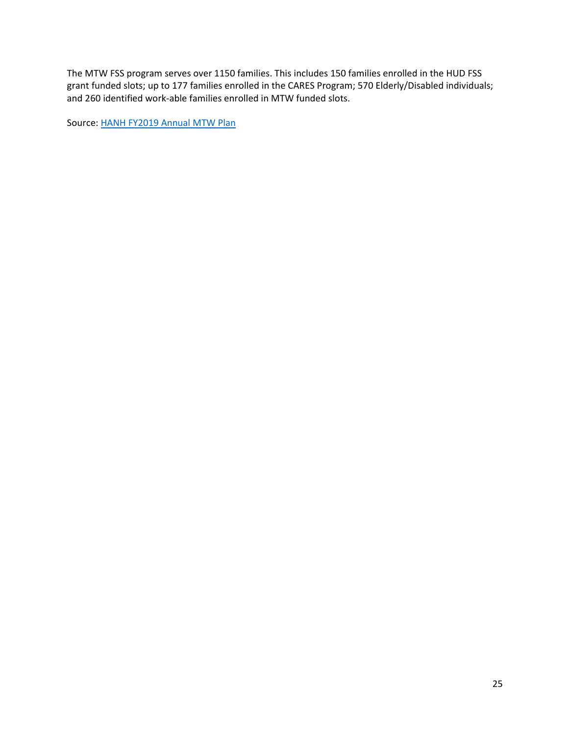The MTW FSS program serves over 1150 families. This includes 150 families enrolled in the HUD FSS grant funded slots; up to 177 families enrolled in the CARES Program; 570 Elderly/Disabled individuals; and 260 identified work-able families enrolled in MTW funded slots.

Source: [HANH FY2019 Annual MTW Plan]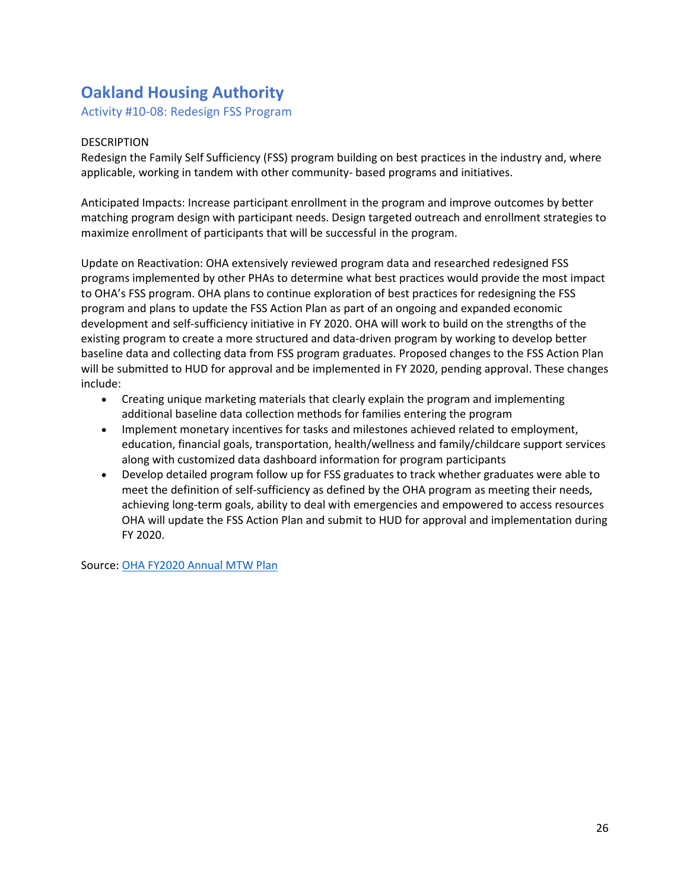## Oakland Housing Authority

### Activity #10-08: Redesign FSS Program

DESCRIPTION

Redesign the Family Self Sufficiency (FSS) program building on best practices in the industry and, where applicable, working in tandem with other community- based programs and initiatives.

Anticipated Impacts: Increase participant enrollment in the program and improve outcomes by better matching program design with participant needs. Design targeted outreach and enrollment strategies to maximize enrollment of participants that will be successful in the program.

Update on Reactivation: OHA extensively reviewed program data and researched redesigned FSS programs implemented by other PHAs to determine what best practices would provide the most impact to OHA's FSS program. OHA plans to continue exploration of best practices for redesigning the FSS program and plans to update the FSS Action Plan as part of an ongoing and expanded economic development and self-sufficiency initiative in FY 2020. OHA will work to build on the strengths of the existing program to create a more structured and data-driven program by working to develop better baseline data and collecting data from FSS program graduates. Proposed changes to the FSS Action Plan will be submitted to HUD for approval and be implemented in FY 2020, pending approval. These changes include:

- Creating unique marketing materials that clearly explain the program and implementing additional baseline data collection methods for families entering the program
- Implement monetary incentives for tasks and milestones achieved related to employment, education, financial goals, transportation, health/wellness and family/childcare support services along with customized data dashboard information for program participants
- Develop detailed program follow up for FSS graduates to track whether graduates were able to meet the definition of self-sufficiency as defined by the OHA program as meeting their needs, achieving long-term goals, ability to deal with emergencies and empowered to access resources OHA will update the FSS Action Plan and submit to HUD for approval and implementation during FY 2020.

Source: [OHA FY2020 Annual MTW Plan]()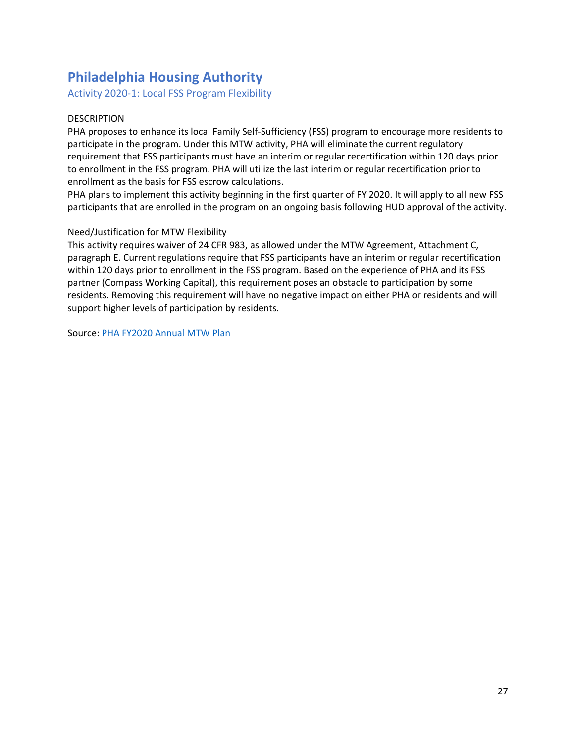## Philadelphia Housing Authority

### Activity 2020-1: Local FSS Program Flexibility

DESCRIPTION

PHA proposes to enhance its local Family Self-Sufficiency (FSS) program to encourage more residents to participate in the program. Under this MTW activity, PHA will eliminate the current regulatory requirement that FSS participants must have an interim or regular recertification within 120 days prior to enrollment in the FSS program. PHA will utilize the last interim or regular recertification prior to enrollment as the basis for FSS escrow calculations.

PHA plans to implement this activity beginning in the first quarter of FY 2020. It will apply to all new FSS participants that are enrolled in the program on an ongoing basis following HUD approval of the activity.

Need/Justification for MTW Flexibility

This activity requires waiver of 24 CFR 983, as allowed under the MTW Agreement, Attachment C, paragraph E. Current regulations require that FSS participants have an interim or regular recertification within 120 days prior to enrollment in the FSS program. Based on the experience of PHA and its FSS partner (Compass Working Capital), this requirement poses an obstacle to participation by some residents. Removing this requirement will have no negative impact on either PHA or residents and will support higher levels of participation by residents.

Source: [PHA FY2020 Annual MTW Plan]()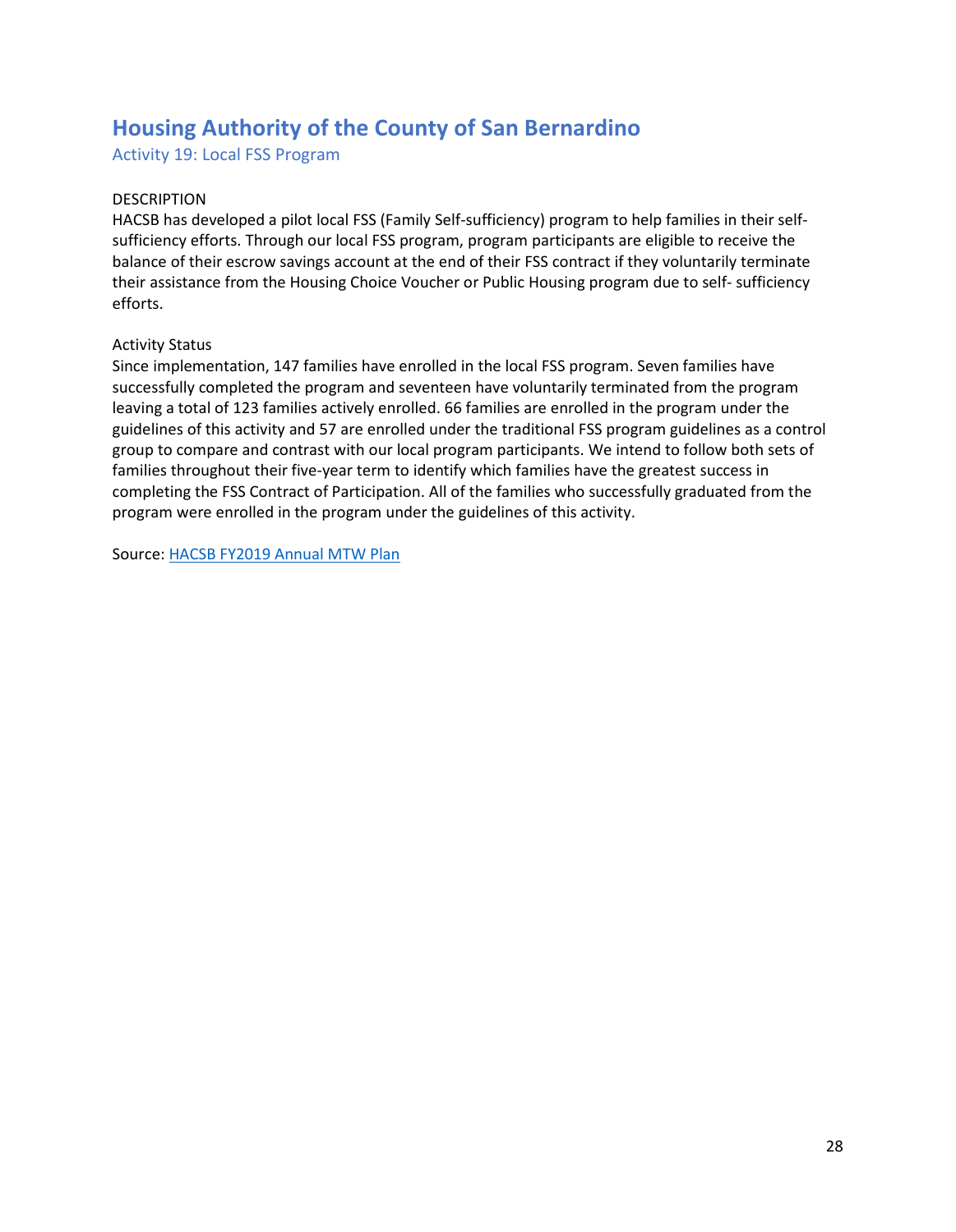## Housing Authority of the County of San Bernardino

### Activity 19: Local FSS Program

DESCRIPTION

HACSB has developed a pilot local FSS (Family Self-sufficiency) program to help families in their self-sufficiency efforts. Through our local FSS program, program participants are eligible to receive the balance of their escrow savings account at the end of their FSS contract if they voluntarily terminate their assistance from the Housing Choice Voucher or Public Housing program due to self- sufficiency efforts.

Activity Status

Since implementation, 147 families have enrolled in the local FSS program. Seven families have successfully completed the program and seventeen have voluntarily terminated from the program leaving a total of 123 families actively enrolled. 66 families are enrolled in the program under the guidelines of this activity and 57 are enrolled under the traditional FSS program guidelines as a control group to compare and contrast with our local program participants. We intend to follow both sets of families throughout their five-year term to identify which families have the greatest success in completing the FSS Contract of Participation. All of the families who successfully graduated from the program were enrolled in the program under the guidelines of this activity.

Source: HACSB FY2019 Annual MTW Plan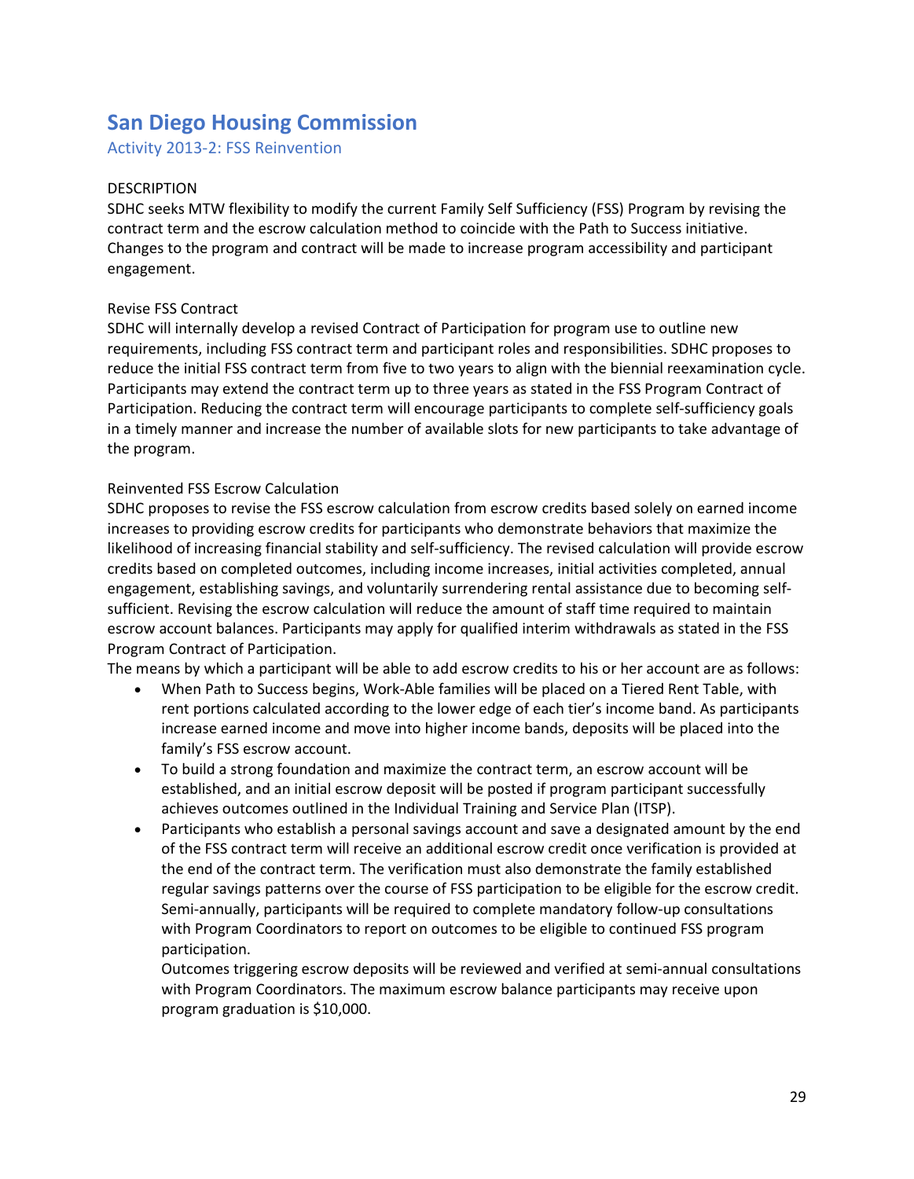# San Diego Housing Commission

## Activity 2013-2: FSS Reinvention

DESCRIPTION

SDHC seeks MTW flexibility to modify the current Family Self Sufficiency (FSS) Program by revising the contract term and the escrow calculation method to coincide with the Path to Success initiative. Changes to the program and contract will be made to increase program accessibility and participant engagement.

Revise FSS Contract

SDHC will internally develop a revised Contract of Participation for program use to outline new requirements, including FSS contract term and participant roles and responsibilities. SDHC proposes to reduce the initial FSS contract term from five to two years to align with the biennial reexamination cycle. Participants may extend the contract term up to three years as stated in the FSS Program Contract of Participation. Reducing the contract term will encourage participants to complete self-sufficiency goals in a timely manner and increase the number of available slots for new participants to take advantage of the program.

Reinvented FSS Escrow Calculation

SDHC proposes to revise the FSS escrow calculation from escrow credits based solely on earned income increases to providing escrow credits for participants who demonstrate behaviors that maximize the likelihood of increasing financial stability and self-sufficiency. The revised calculation will provide escrow credits based on completed outcomes, including income increases, initial activities completed, annual engagement, establishing savings, and voluntarily surrendering rental assistance due to becoming self-sufficient. Revising the escrow calculation will reduce the amount of staff time required to maintain escrow account balances. Participants may apply for qualified interim withdrawals as stated in the FSS Program Contract of Participation.

The means by which a participant will be able to add escrow credits to his or her account are as follows:

- When Path to Success begins, Work-Able families will be placed on a Tiered Rent Table, with rent portions calculated according to the lower edge of each tier's income band. As participants increase earned income and move into higher income bands, deposits will be placed into the family's FSS escrow account.
- To build a strong foundation and maximize the contract term, an escrow account will be established, and an initial escrow deposit will be posted if program participant successfully achieves outcomes outlined in the Individual Training and Service Plan (ITSP).
- Participants who establish a personal savings account and save a designated amount by the end of the FSS contract term will receive an additional escrow credit once verification is provided at the end of the contract term. The verification must also demonstrate the family established regular savings patterns over the course of FSS participation to be eligible for the escrow credit. Semi-annually, participants will be required to complete mandatory follow-up consultations with Program Coordinators to report on outcomes to be eligible to continued FSS program participation.

  Outcomes triggering escrow deposits will be reviewed and verified at semi-annual consultations with Program Coordinators. The maximum escrow balance participants may receive upon program graduation is $10,000.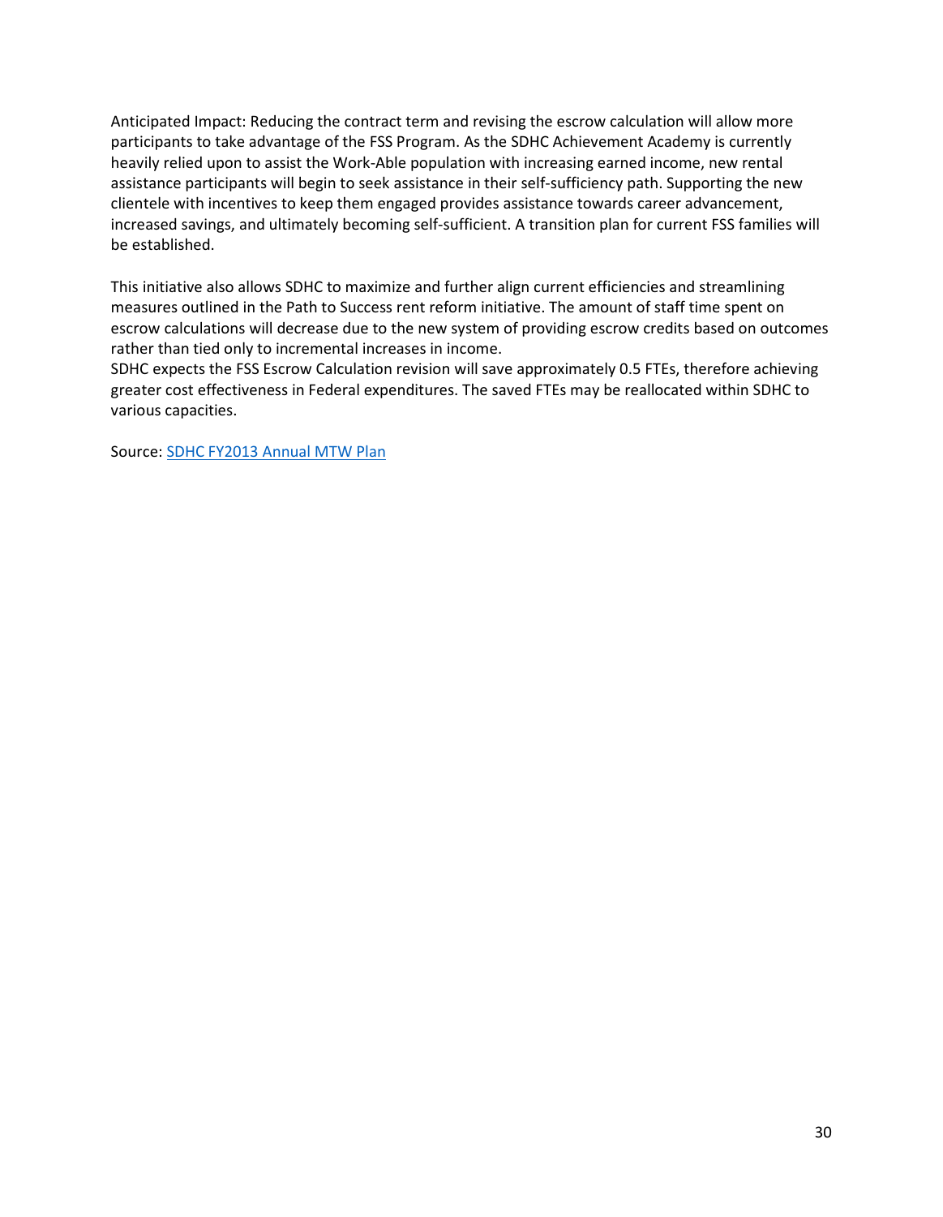Anticipated Impact: Reducing the contract term and revising the escrow calculation will allow more participants to take advantage of the FSS Program. As the SDHC Achievement Academy is currently heavily relied upon to assist the Work-Able population with increasing earned income, new rental assistance participants will begin to seek assistance in their self-sufficiency path. Supporting the new clientele with incentives to keep them engaged provides assistance towards career advancement, increased savings, and ultimately becoming self-sufficient. A transition plan for current FSS families will be established.

This initiative also allows SDHC to maximize and further align current efficiencies and streamlining measures outlined in the Path to Success rent reform initiative. The amount of staff time spent on escrow calculations will decrease due to the new system of providing escrow credits based on outcomes rather than tied only to incremental increases in income.
SDHC expects the FSS Escrow Calculation revision will save approximately 0.5 FTEs, therefore achieving greater cost effectiveness in Federal expenditures. The saved FTEs may be reallocated within SDHC to various capacities.

Source: [SDHC FY2013 Annual MTW Plan]()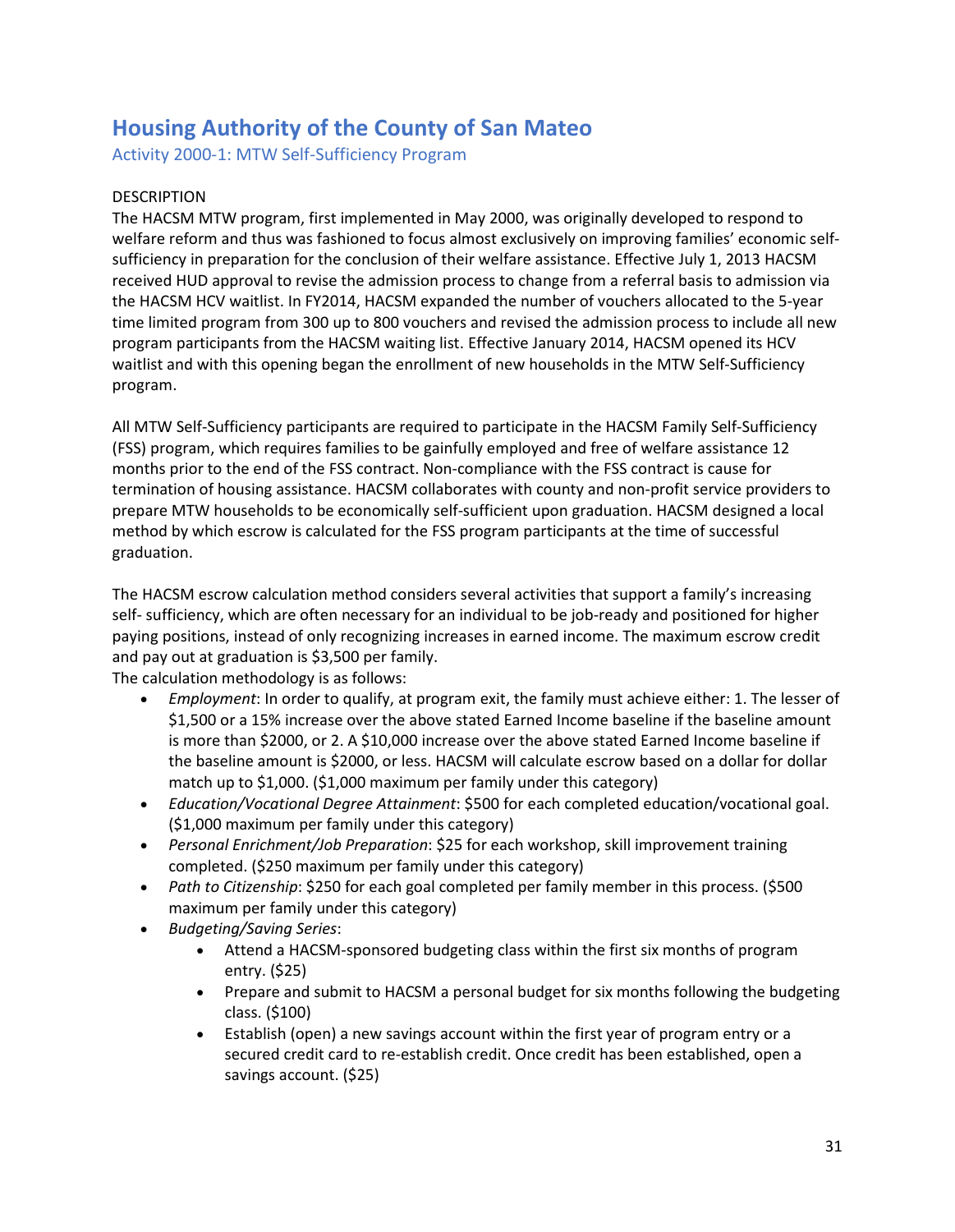# Housing Authority of the County of San Mateo

## Activity 2000-1: MTW Self-Sufficiency Program

DESCRIPTION

The HACSM MTW program, first implemented in May 2000, was originally developed to respond to welfare reform and thus was fashioned to focus almost exclusively on improving families' economic self-sufficiency in preparation for the conclusion of their welfare assistance. Effective July 1, 2013 HACSM received HUD approval to revise the admission process to change from a referral basis to admission via the HACSM HCV waitlist. In FY2014, HACSM expanded the number of vouchers allocated to the 5-year time limited program from 300 up to 800 vouchers and revised the admission process to include all new program participants from the HACSM waiting list. Effective January 2014, HACSM opened its HCV waitlist and with this opening began the enrollment of new households in the MTW Self-Sufficiency program.

All MTW Self-Sufficiency participants are required to participate in the HACSM Family Self-Sufficiency (FSS) program, which requires families to be gainfully employed and free of welfare assistance 12 months prior to the end of the FSS contract. Non-compliance with the FSS contract is cause for termination of housing assistance. HACSM collaborates with county and non-profit service providers to prepare MTW households to be economically self-sufficient upon graduation. HACSM designed a local method by which escrow is calculated for the FSS program participants at the time of successful graduation.

The HACSM escrow calculation method considers several activities that support a family's increasing self- sufficiency, which are often necessary for an individual to be job-ready and positioned for higher paying positions, instead of only recognizing increases in earned income. The maximum escrow credit and pay out at graduation is $3,500 per family.

The calculation methodology is as follows:

- *Employment*: In order to qualify, at program exit, the family must achieve either: 1. The lesser of $1,500 or a 15% increase over the above stated Earned Income baseline if the baseline amount is more than $2000, or 2. A $10,000 increase over the above stated Earned Income baseline if the baseline amount is $2000, or less. HACSM will calculate escrow based on a dollar for dollar match up to $1,000. ($1,000 maximum per family under this category)
- *Education/Vocational Degree Attainment*: $500 for each completed education/vocational goal. ($1,000 maximum per family under this category)
- *Personal Enrichment/Job Preparation*: $25 for each workshop, skill improvement training completed. ($250 maximum per family under this category)
- *Path to Citizenship*: $250 for each goal completed per family member in this process. ($500 maximum per family under this category)
- *Budgeting/Saving Series*:
  - Attend a HACSM-sponsored budgeting class within the first six months of program entry. ($25)
  - Prepare and submit to HACSM a personal budget for six months following the budgeting class. ($100)
  - Establish (open) a new savings account within the first year of program entry or a secured credit card to re-establish credit. Once credit has been established, open a savings account. ($25)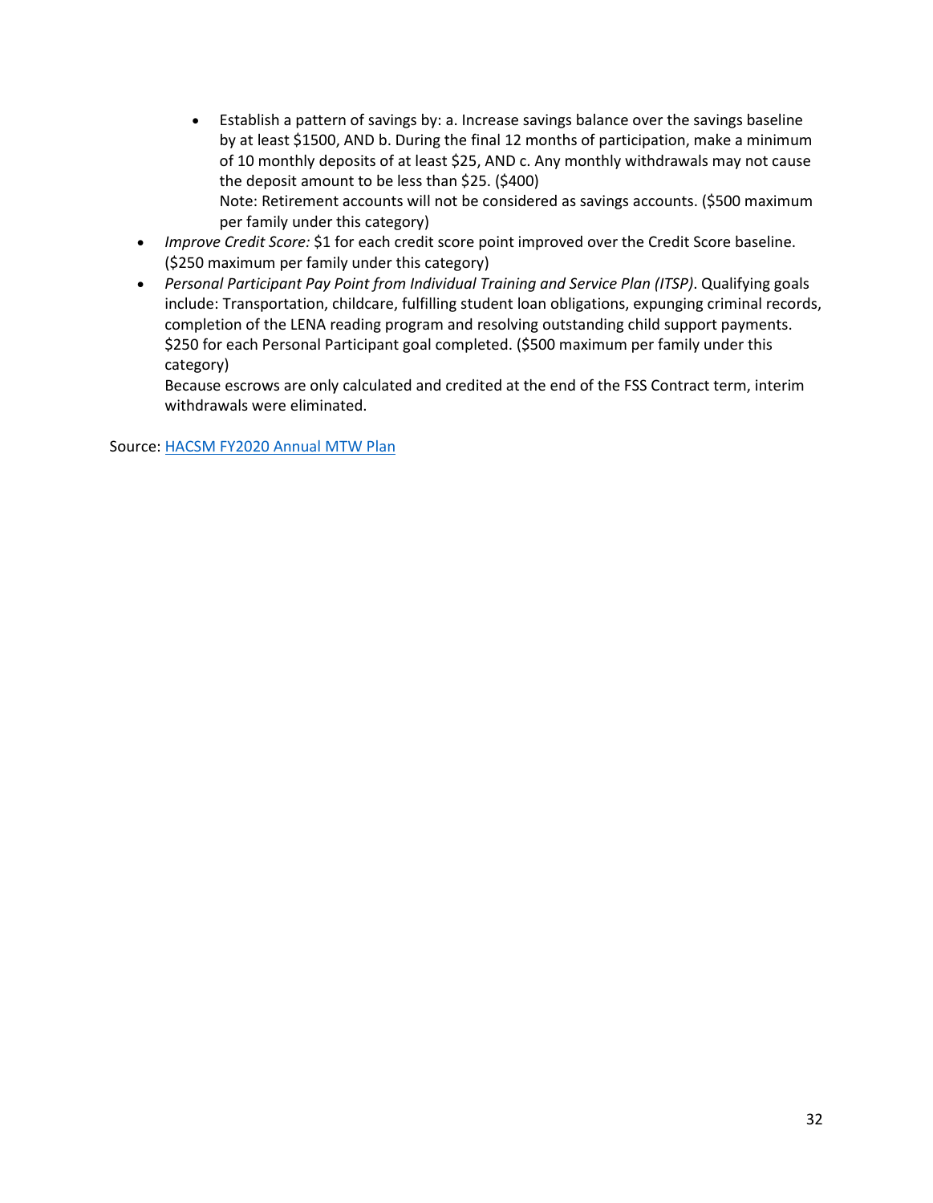- Establish a pattern of savings by: a. Increase savings balance over the savings baseline by at least $1500, AND b. During the final 12 months of participation, make a minimum of 10 monthly deposits of at least $25, AND c. Any monthly withdrawals may not cause the deposit amount to be less than $25. ($400)
      Note: Retirement accounts will not be considered as savings accounts. ($500 maximum per family under this category)
- *Improve Credit Score:* $1 for each credit score point improved over the Credit Score baseline. ($250 maximum per family under this category)
- *Personal Participant Pay Point from Individual Training and Service Plan (ITSP)*. Qualifying goals include: Transportation, childcare, fulfilling student loan obligations, expunging criminal records, completion of the LENA reading program and resolving outstanding child support payments. $250 for each Personal Participant goal completed. ($500 maximum per family under this category)
  Because escrows are only calculated and credited at the end of the FSS Contract term, interim withdrawals were eliminated.

Source: [HACSM FY2020 Annual MTW Plan]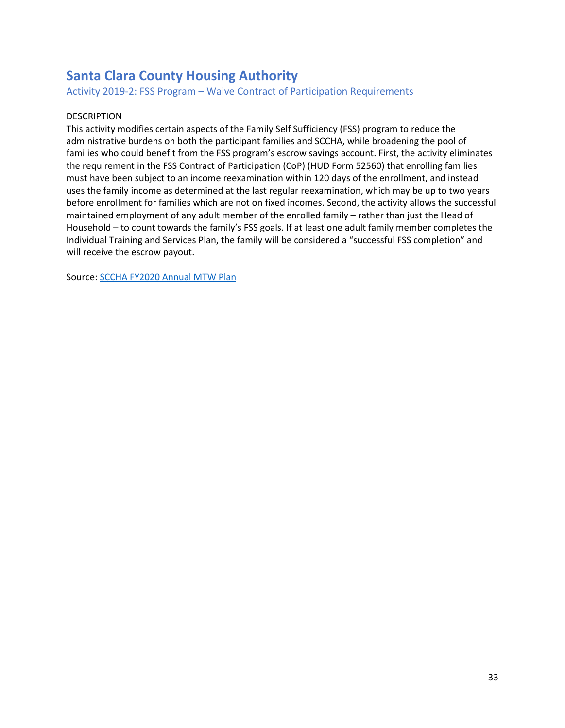## Santa Clara County Housing Authority

### Activity 2019-2: FSS Program – Waive Contract of Participation Requirements

DESCRIPTION

This activity modifies certain aspects of the Family Self Sufficiency (FSS) program to reduce the administrative burdens on both the participant families and SCCHA, while broadening the pool of families who could benefit from the FSS program's escrow savings account. First, the activity eliminates the requirement in the FSS Contract of Participation (CoP) (HUD Form 52560) that enrolling families must have been subject to an income reexamination within 120 days of the enrollment, and instead uses the family income as determined at the last regular reexamination, which may be up to two years before enrollment for families which are not on fixed incomes. Second, the activity allows the successful maintained employment of any adult member of the enrolled family – rather than just the Head of Household – to count towards the family's FSS goals. If at least one adult family member completes the Individual Training and Services Plan, the family will be considered a "successful FSS completion" and will receive the escrow payout.

Source: SCCHA FY2020 Annual MTW Plan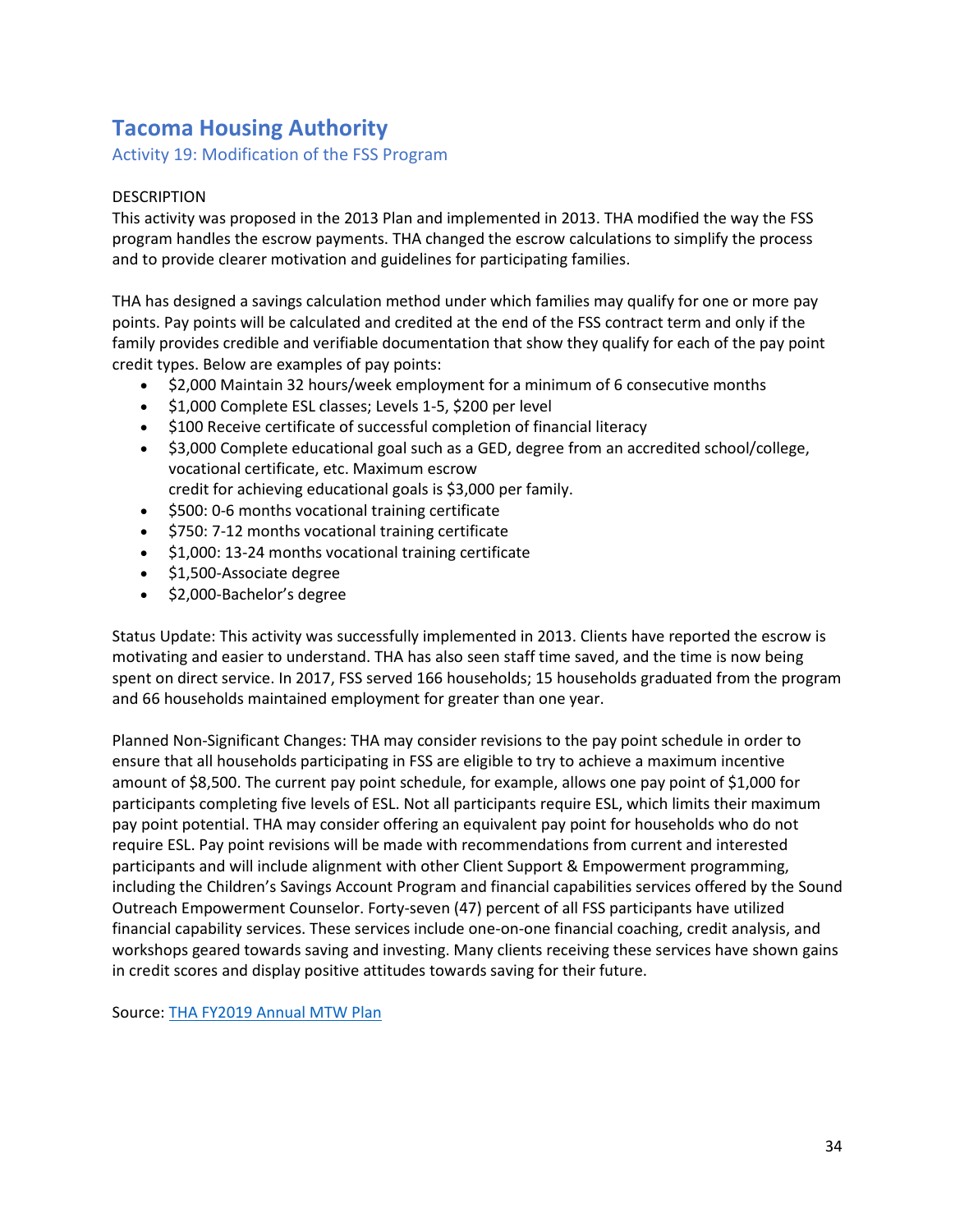# Tacoma Housing Authority

## Activity 19: Modification of the FSS Program

DESCRIPTION

This activity was proposed in the 2013 Plan and implemented in 2013. THA modified the way the FSS program handles the escrow payments. THA changed the escrow calculations to simplify the process and to provide clearer motivation and guidelines for participating families.

THA has designed a savings calculation method under which families may qualify for one or more pay points. Pay points will be calculated and credited at the end of the FSS contract term and only if the family provides credible and verifiable documentation that show they qualify for each of the pay point credit types. Below are examples of pay points:

- $2,000 Maintain 32 hours/week employment for a minimum of 6 consecutive months
- $1,000 Complete ESL classes; Levels 1-5, $200 per level
- $100 Receive certificate of successful completion of financial literacy
- $3,000 Complete educational goal such as a GED, degree from an accredited school/college, vocational certificate, etc. Maximum escrow credit for achieving educational goals is $3,000 per family.
- $500: 0-6 months vocational training certificate
- $750: 7-12 months vocational training certificate
- $1,000: 13-24 months vocational training certificate
- $1,500-Associate degree
- $2,000-Bachelor's degree

Status Update: This activity was successfully implemented in 2013. Clients have reported the escrow is motivating and easier to understand. THA has also seen staff time saved, and the time is now being spent on direct service. In 2017, FSS served 166 households; 15 households graduated from the program and 66 households maintained employment for greater than one year.

Planned Non-Significant Changes: THA may consider revisions to the pay point schedule in order to ensure that all households participating in FSS are eligible to try to achieve a maximum incentive amount of $8,500. The current pay point schedule, for example, allows one pay point of $1,000 for participants completing five levels of ESL. Not all participants require ESL, which limits their maximum pay point potential. THA may consider offering an equivalent pay point for households who do not require ESL. Pay point revisions will be made with recommendations from current and interested participants and will include alignment with other Client Support & Empowerment programming, including the Children's Savings Account Program and financial capabilities services offered by the Sound Outreach Empowerment Counselor. Forty-seven (47) percent of all FSS participants have utilized financial capability services. These services include one-on-one financial coaching, credit analysis, and workshops geared towards saving and investing. Many clients receiving these services have shown gains in credit scores and display positive attitudes towards saving for their future.

Source: [THA FY2019 Annual MTW Plan]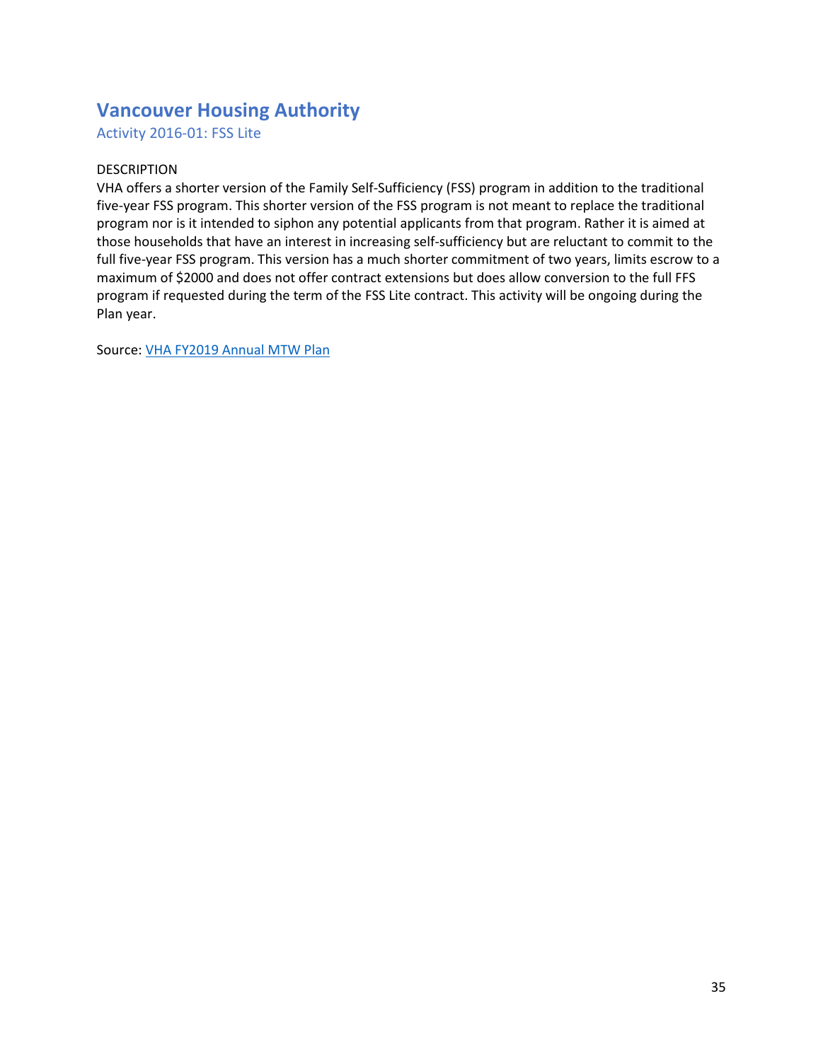## Vancouver Housing Authority

### Activity 2016-01: FSS Lite

DESCRIPTION

VHA offers a shorter version of the Family Self-Sufficiency (FSS) program in addition to the traditional five-year FSS program. This shorter version of the FSS program is not meant to replace the traditional program nor is it intended to siphon any potential applicants from that program. Rather it is aimed at those households that have an interest in increasing self-sufficiency but are reluctant to commit to the full five-year FSS program. This version has a much shorter commitment of two years, limits escrow to a maximum of $2000 and does not offer contract extensions but does allow conversion to the full FFS program if requested during the term of the FSS Lite contract. This activity will be ongoing during the Plan year.

Source: [VHA FY2019 Annual MTW Plan]